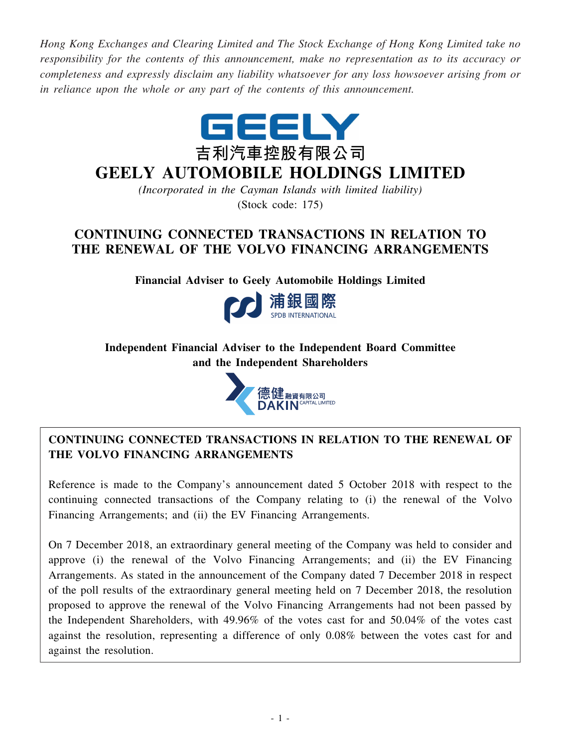*Hong Kong Exchanges and Clearing Limited and The Stock Exchange of Hong Kong Limited take no responsibility for the contents of this announcement, make no representation as to its accuracy or completeness and expressly disclaim any liability whatsoever for any loss howsoever arising from or in reliance upon the whole or any part of the contents of this announcement.*

GEELY

吉利汽車控股有限公司

# GEELY AUTOMOBILE HOLDINGS LIMITED

*(Incorporated in the Cayman Islands with limited liability)*

(Stock code: 175)

## CONTINUING CONNECTED TRANSACTIONS IN RELATION TO THE RENEWAL OF THE VOLVO FINANCING ARRANGEMENTS

**Financial Adviser to Geely Automobile Holdings Limited**

浦銀國際 SPDB INTERNATIONAL

**Independent Financial Adviser to the Independent Board Committee and the Independent Shareholders**

德健融資有限公司 DAKIN CAPITAL LIMITED

**CONTINUING CONNECTED TRANSACTIONS IN RELATION TO THE RENEWAL OF THE VOLVO FINANCING ARRANGEMENTS**

Reference is made to the Company's announcement dated 5 October 2018 with respect to the continuing connected transactions of the Company relating to (i) the renewal of the Volvo Financing Arrangements; and (ii) the EV Financing Arrangements.

On 7 December 2018, an extraordinary general meeting of the Company was held to consider and approve (i) the renewal of the Volvo Financing Arrangements; and (ii) the EV Financing Arrangements. As stated in the announcement of the Company dated 7 December 2018 in respect of the poll results of the extraordinary general meeting held on 7 December 2018, the resolution proposed to approve the renewal of the Volvo Financing Arrangements had not been passed by the Independent Shareholders, with 49.96% of the votes cast for and 50.04% of the votes cast against the resolution, representing a difference of only 0.08% between the votes cast for and against the resolution.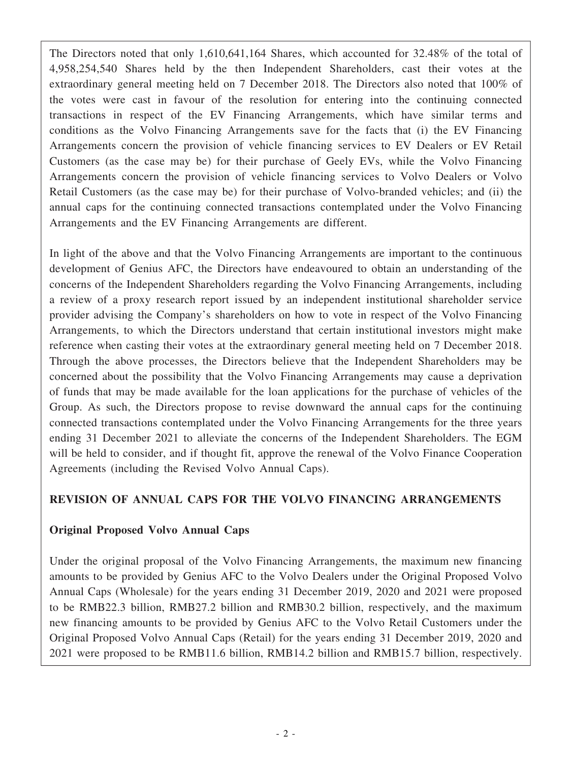The Directors noted that only 1,610,641,164 Shares, which accounted for 32.48% of the total of 4,958,254,540 Shares held by the then Independent Shareholders, cast their votes at the extraordinary general meeting held on 7 December 2018. The Directors also noted that 100% of the votes were cast in favour of the resolution for entering into the continuing connected transactions in respect of the EV Financing Arrangements, which have similar terms and conditions as the Volvo Financing Arrangements save for the facts that (i) the EV Financing Arrangements concern the provision of vehicle financing services to EV Dealers or EV Retail Customers (as the case may be) for their purchase of Geely EVs, while the Volvo Financing Arrangements concern the provision of vehicle financing services to Volvo Dealers or Volvo Retail Customers (as the case may be) for their purchase of Volvo-branded vehicles; and (ii) the annual caps for the continuing connected transactions contemplated under the Volvo Financing Arrangements and the EV Financing Arrangements are different.

In light of the above and that the Volvo Financing Arrangements are important to the continuous development of Genius AFC, the Directors have endeavoured to obtain an understanding of the concerns of the Independent Shareholders regarding the Volvo Financing Arrangements, including a review of a proxy research report issued by an independent institutional shareholder service provider advising the Company's shareholders on how to vote in respect of the Volvo Financing Arrangements, to which the Directors understand that certain institutional investors might make reference when casting their votes at the extraordinary general meeting held on 7 December 2018. Through the above processes, the Directors believe that the Independent Shareholders may be concerned about the possibility that the Volvo Financing Arrangements may cause a deprivation of funds that may be made available for the loan applications for the purchase of vehicles of the Group. As such, the Directors propose to revise downward the annual caps for the continuing connected transactions contemplated under the Volvo Financing Arrangements for the three years ending 31 December 2021 to alleviate the concerns of the Independent Shareholders. The EGM will be held to consider, and if thought fit, approve the renewal of the Volvo Finance Cooperation Agreements (including the Revised Volvo Annual Caps).

## REVISION OF ANNUAL CAPS FOR THE VOLVO FINANCING ARRANGEMENTS

### Original Proposed Volvo Annual Caps

Under the original proposal of the Volvo Financing Arrangements, the maximum new financing amounts to be provided by Genius AFC to the Volvo Dealers under the Original Proposed Volvo Annual Caps (Wholesale) for the years ending 31 December 2019, 2020 and 2021 were proposed to be RMB22.3 billion, RMB27.2 billion and RMB30.2 billion, respectively, and the maximum new financing amounts to be provided by Genius AFC to the Volvo Retail Customers under the Original Proposed Volvo Annual Caps (Retail) for the years ending 31 December 2019, 2020 and 2021 were proposed to be RMB11.6 billion, RMB14.2 billion and RMB15.7 billion, respectively.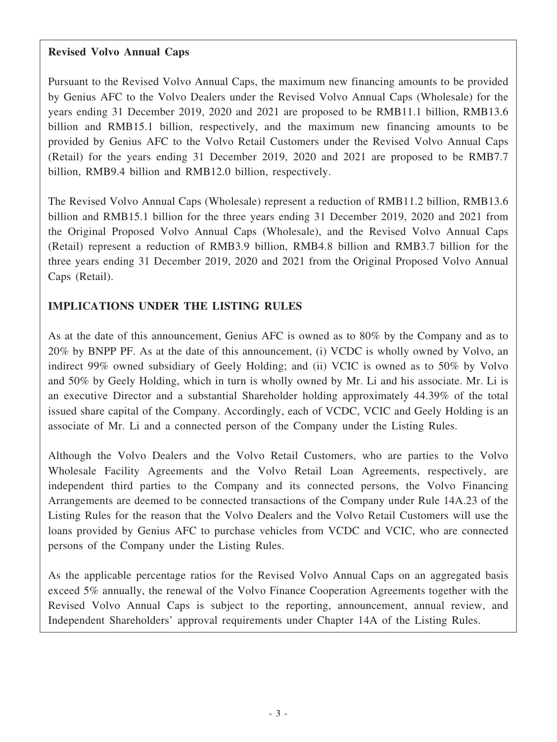**Revised Volvo Annual Caps**

Pursuant to the Revised Volvo Annual Caps, the maximum new financing amounts to be provided by Genius AFC to the Volvo Dealers under the Revised Volvo Annual Caps (Wholesale) for the years ending 31 December 2019, 2020 and 2021 are proposed to be RMB11.1 billion, RMB13.6 billion and RMB15.1 billion, respectively, and the maximum new financing amounts to be provided by Genius AFC to the Volvo Retail Customers under the Revised Volvo Annual Caps (Retail) for the years ending 31 December 2019, 2020 and 2021 are proposed to be RMB7.7 billion, RMB9.4 billion and RMB12.0 billion, respectively.

The Revised Volvo Annual Caps (Wholesale) represent a reduction of RMB11.2 billion, RMB13.6 billion and RMB15.1 billion for the three years ending 31 December 2019, 2020 and 2021 from the Original Proposed Volvo Annual Caps (Wholesale), and the Revised Volvo Annual Caps (Retail) represent a reduction of RMB3.9 billion, RMB4.8 billion and RMB3.7 billion for the three years ending 31 December 2019, 2020 and 2021 from the Original Proposed Volvo Annual Caps (Retail).

## IMPLICATIONS UNDER THE LISTING RULES

As at the date of this announcement, Genius AFC is owned as to 80% by the Company and as to 20% by BNPP PF. As at the date of this announcement, (i) VCDC is wholly owned by Volvo, an indirect 99% owned subsidiary of Geely Holding; and (ii) VCIC is owned as to 50% by Volvo and 50% by Geely Holding, which in turn is wholly owned by Mr. Li and his associate. Mr. Li is an executive Director and a substantial Shareholder holding approximately 44.39% of the total issued share capital of the Company. Accordingly, each of VCDC, VCIC and Geely Holding is an associate of Mr. Li and a connected person of the Company under the Listing Rules.

Although the Volvo Dealers and the Volvo Retail Customers, who are parties to the Volvo Wholesale Facility Agreements and the Volvo Retail Loan Agreements, respectively, are independent third parties to the Company and its connected persons, the Volvo Financing Arrangements are deemed to be connected transactions of the Company under Rule 14A.23 of the Listing Rules for the reason that the Volvo Dealers and the Volvo Retail Customers will use the loans provided by Genius AFC to purchase vehicles from VCDC and VCIC, who are connected persons of the Company under the Listing Rules.

As the applicable percentage ratios for the Revised Volvo Annual Caps on an aggregated basis exceed 5% annually, the renewal of the Volvo Finance Cooperation Agreements together with the Revised Volvo Annual Caps is subject to the reporting, announcement, annual review, and Independent Shareholders' approval requirements under Chapter 14A of the Listing Rules.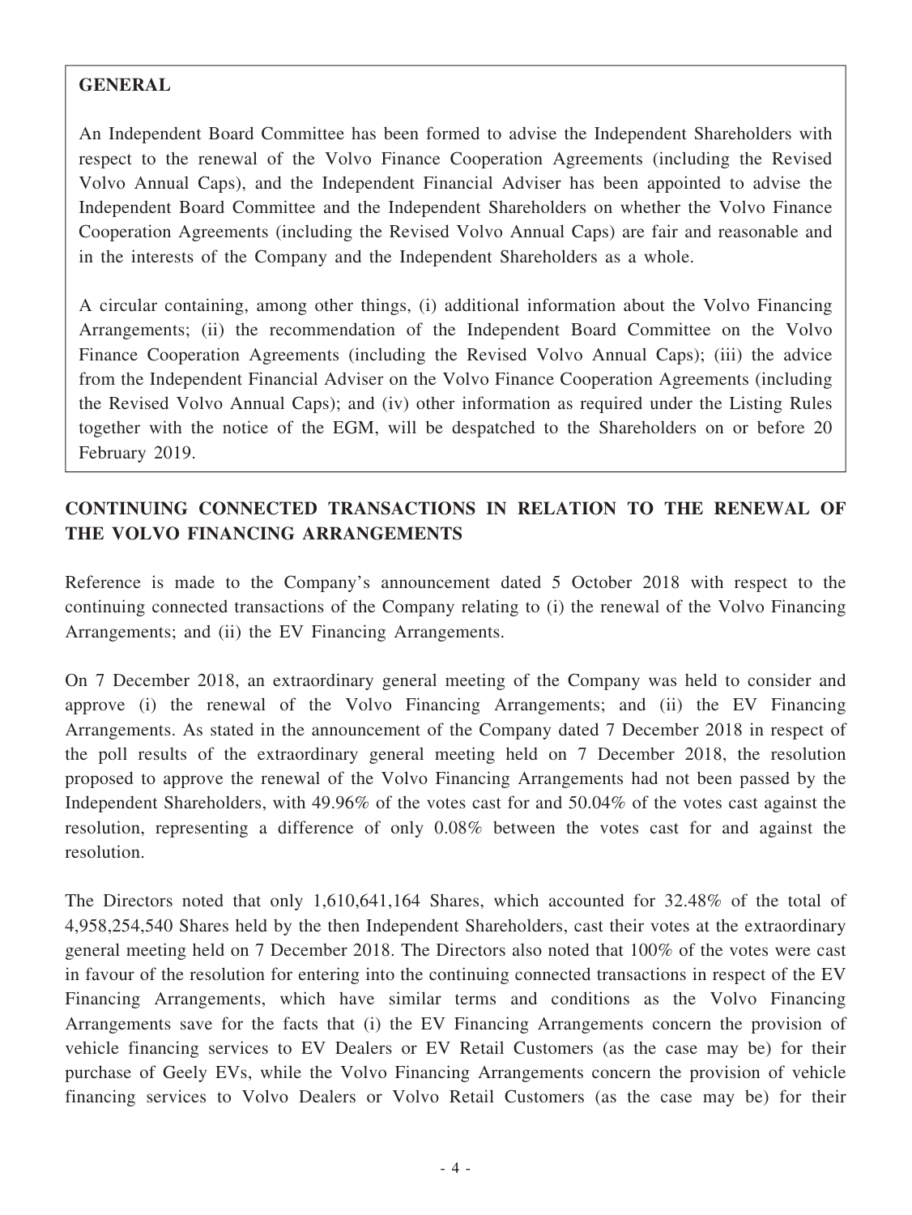**GENERAL**

An Independent Board Committee has been formed to advise the Independent Shareholders with respect to the renewal of the Volvo Finance Cooperation Agreements (including the Revised Volvo Annual Caps), and the Independent Financial Adviser has been appointed to advise the Independent Board Committee and the Independent Shareholders on whether the Volvo Finance Cooperation Agreements (including the Revised Volvo Annual Caps) are fair and reasonable and in the interests of the Company and the Independent Shareholders as a whole.

A circular containing, among other things, (i) additional information about the Volvo Financing Arrangements; (ii) the recommendation of the Independent Board Committee on the Volvo Finance Cooperation Agreements (including the Revised Volvo Annual Caps); (iii) the advice from the Independent Financial Adviser on the Volvo Finance Cooperation Agreements (including the Revised Volvo Annual Caps); and (iv) other information as required under the Listing Rules together with the notice of the EGM, will be despatched to the Shareholders on or before 20 February 2019.

## CONTINUING CONNECTED TRANSACTIONS IN RELATION TO THE RENEWAL OF THE VOLVO FINANCING ARRANGEMENTS

Reference is made to the Company's announcement dated 5 October 2018 with respect to the continuing connected transactions of the Company relating to (i) the renewal of the Volvo Financing Arrangements; and (ii) the EV Financing Arrangements.

On 7 December 2018, an extraordinary general meeting of the Company was held to consider and approve (i) the renewal of the Volvo Financing Arrangements; and (ii) the EV Financing Arrangements. As stated in the announcement of the Company dated 7 December 2018 in respect of the poll results of the extraordinary general meeting held on 7 December 2018, the resolution proposed to approve the renewal of the Volvo Financing Arrangements had not been passed by the Independent Shareholders, with 49.96% of the votes cast for and 50.04% of the votes cast against the resolution, representing a difference of only 0.08% between the votes cast for and against the resolution.

The Directors noted that only 1,610,641,164 Shares, which accounted for 32.48% of the total of 4,958,254,540 Shares held by the then Independent Shareholders, cast their votes at the extraordinary general meeting held on 7 December 2018. The Directors also noted that 100% of the votes were cast in favour of the resolution for entering into the continuing connected transactions in respect of the EV Financing Arrangements, which have similar terms and conditions as the Volvo Financing Arrangements save for the facts that (i) the EV Financing Arrangements concern the provision of vehicle financing services to EV Dealers or EV Retail Customers (as the case may be) for their purchase of Geely EVs, while the Volvo Financing Arrangements concern the provision of vehicle financing services to Volvo Dealers or Volvo Retail Customers (as the case may be) for their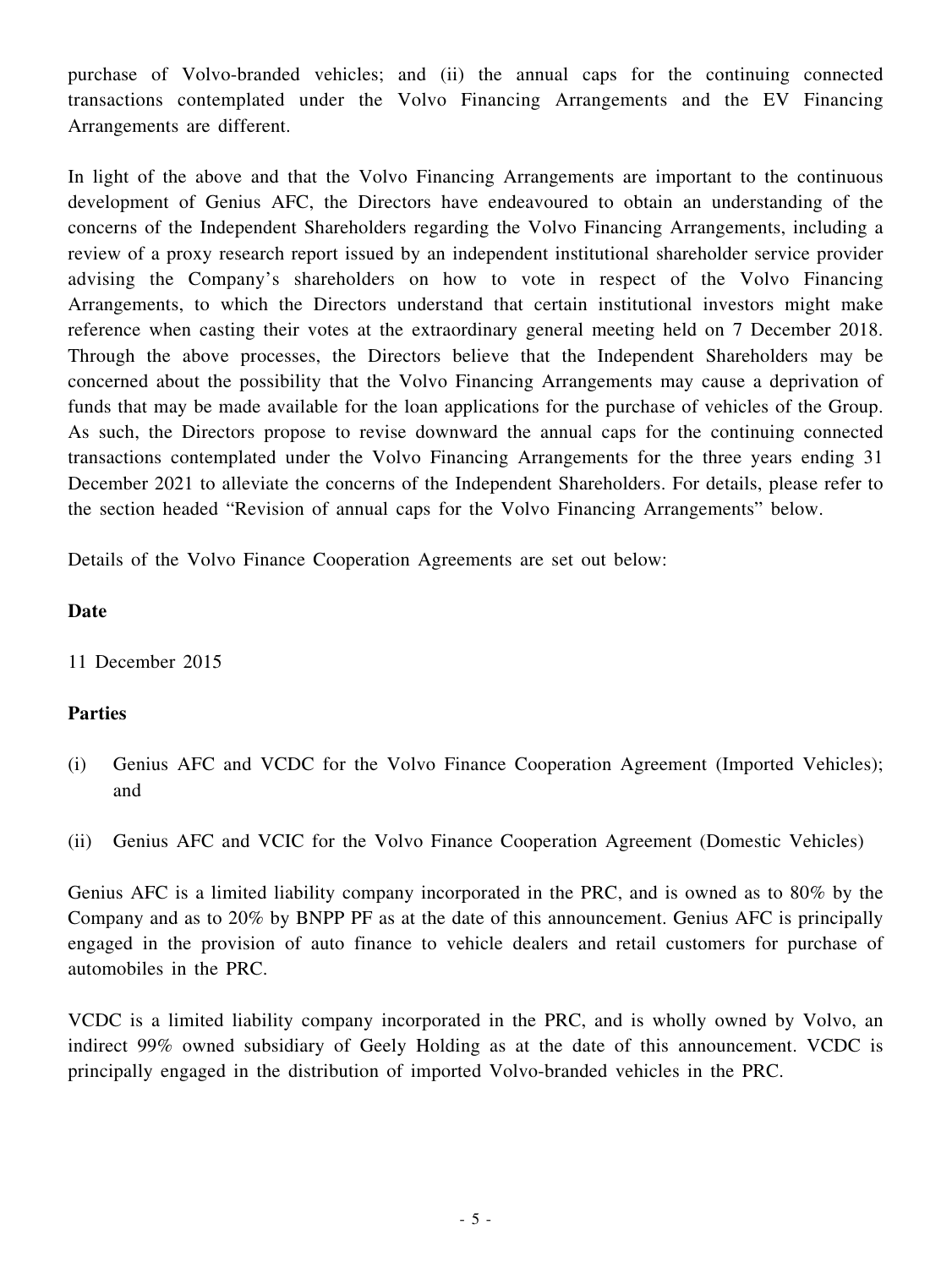purchase of Volvo-branded vehicles; and (ii) the annual caps for the continuing connected transactions contemplated under the Volvo Financing Arrangements and the EV Financing Arrangements are different.

In light of the above and that the Volvo Financing Arrangements are important to the continuous development of Genius AFC, the Directors have endeavoured to obtain an understanding of the concerns of the Independent Shareholders regarding the Volvo Financing Arrangements, including a review of a proxy research report issued by an independent institutional shareholder service provider advising the Company's shareholders on how to vote in respect of the Volvo Financing Arrangements, to which the Directors understand that certain institutional investors might make reference when casting their votes at the extraordinary general meeting held on 7 December 2018. Through the above processes, the Directors believe that the Independent Shareholders may be concerned about the possibility that the Volvo Financing Arrangements may cause a deprivation of funds that may be made available for the loan applications for the purchase of vehicles of the Group. As such, the Directors propose to revise downward the annual caps for the continuing connected transactions contemplated under the Volvo Financing Arrangements for the three years ending 31 December 2021 to alleviate the concerns of the Independent Shareholders. For details, please refer to the section headed "Revision of annual caps for the Volvo Financing Arrangements" below.

Details of the Volvo Finance Cooperation Agreements are set out below:

**Date**

11 December 2015

**Parties**

(i) Genius AFC and VCDC for the Volvo Finance Cooperation Agreement (Imported Vehicles); and

(ii) Genius AFC and VCIC for the Volvo Finance Cooperation Agreement (Domestic Vehicles)

Genius AFC is a limited liability company incorporated in the PRC, and is owned as to 80% by the Company and as to 20% by BNPP PF as at the date of this announcement. Genius AFC is principally engaged in the provision of auto finance to vehicle dealers and retail customers for purchase of automobiles in the PRC.

VCDC is a limited liability company incorporated in the PRC, and is wholly owned by Volvo, an indirect 99% owned subsidiary of Geely Holding as at the date of this announcement. VCDC is principally engaged in the distribution of imported Volvo-branded vehicles in the PRC.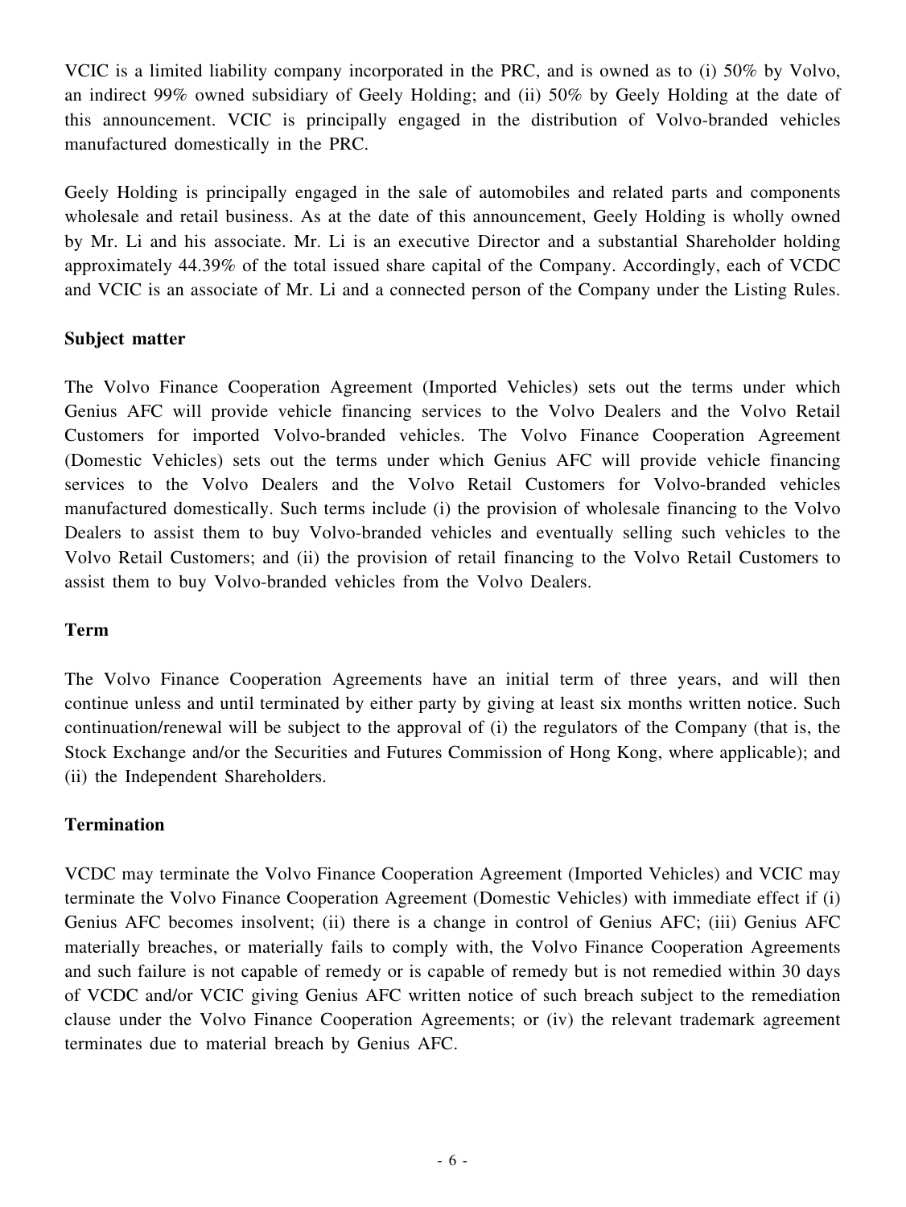VCIC is a limited liability company incorporated in the PRC, and is owned as to (i) 50% by Volvo, an indirect 99% owned subsidiary of Geely Holding; and (ii) 50% by Geely Holding at the date of this announcement. VCIC is principally engaged in the distribution of Volvo-branded vehicles manufactured domestically in the PRC.

Geely Holding is principally engaged in the sale of automobiles and related parts and components wholesale and retail business. As at the date of this announcement, Geely Holding is wholly owned by Mr. Li and his associate. Mr. Li is an executive Director and a substantial Shareholder holding approximately 44.39% of the total issued share capital of the Company. Accordingly, each of VCDC and VCIC is an associate of Mr. Li and a connected person of the Company under the Listing Rules.

**Subject matter**

The Volvo Finance Cooperation Agreement (Imported Vehicles) sets out the terms under which Genius AFC will provide vehicle financing services to the Volvo Dealers and the Volvo Retail Customers for imported Volvo-branded vehicles. The Volvo Finance Cooperation Agreement (Domestic Vehicles) sets out the terms under which Genius AFC will provide vehicle financing services to the Volvo Dealers and the Volvo Retail Customers for Volvo-branded vehicles manufactured domestically. Such terms include (i) the provision of wholesale financing to the Volvo Dealers to assist them to buy Volvo-branded vehicles and eventually selling such vehicles to the Volvo Retail Customers; and (ii) the provision of retail financing to the Volvo Retail Customers to assist them to buy Volvo-branded vehicles from the Volvo Dealers.

**Term**

The Volvo Finance Cooperation Agreements have an initial term of three years, and will then continue unless and until terminated by either party by giving at least six months written notice. Such continuation/renewal will be subject to the approval of (i) the regulators of the Company (that is, the Stock Exchange and/or the Securities and Futures Commission of Hong Kong, where applicable); and (ii) the Independent Shareholders.

**Termination**

VCDC may terminate the Volvo Finance Cooperation Agreement (Imported Vehicles) and VCIC may terminate the Volvo Finance Cooperation Agreement (Domestic Vehicles) with immediate effect if (i) Genius AFC becomes insolvent; (ii) there is a change in control of Genius AFC; (iii) Genius AFC materially breaches, or materially fails to comply with, the Volvo Finance Cooperation Agreements and such failure is not capable of remedy or is capable of remedy but is not remedied within 30 days of VCDC and/or VCIC giving Genius AFC written notice of such breach subject to the remediation clause under the Volvo Finance Cooperation Agreements; or (iv) the relevant trademark agreement terminates due to material breach by Genius AFC.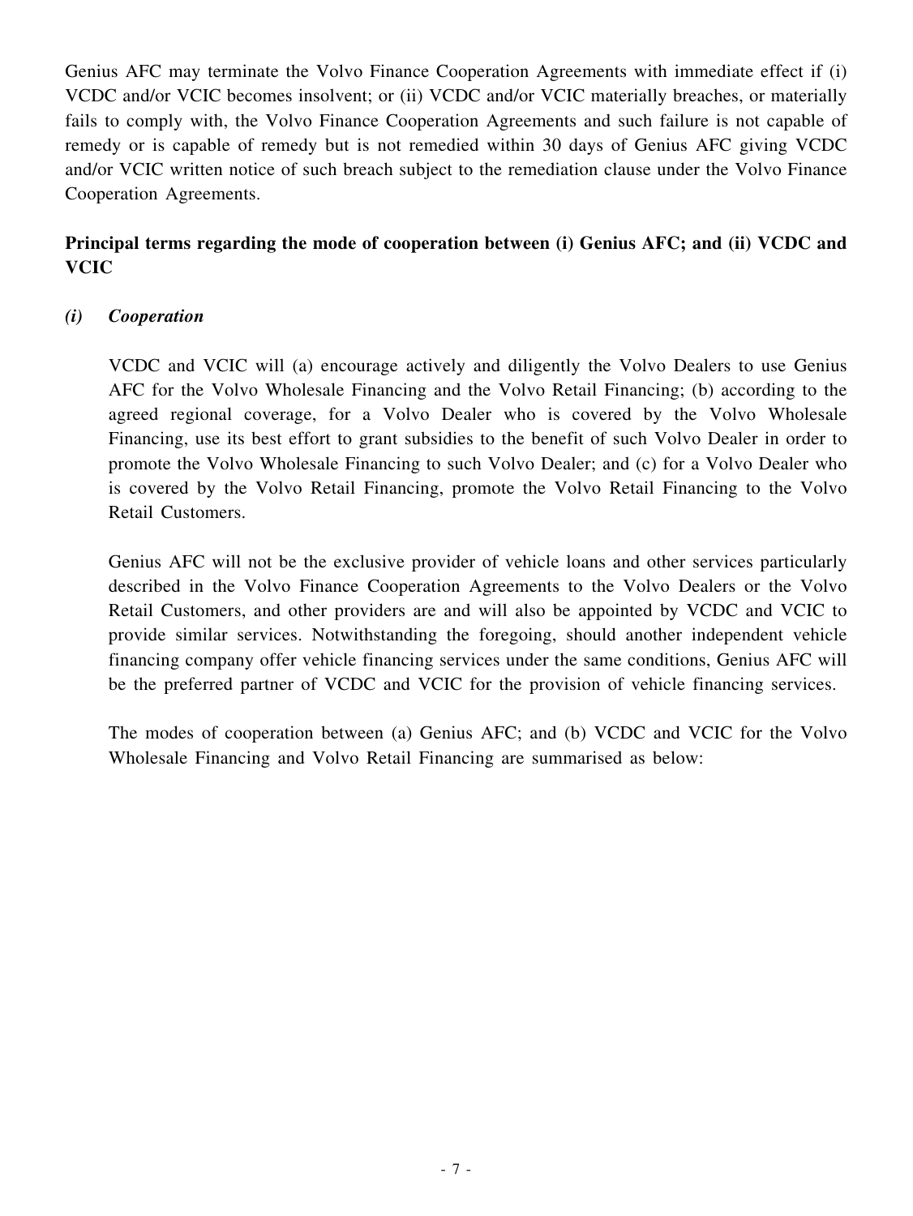Genius AFC may terminate the Volvo Finance Cooperation Agreements with immediate effect if (i) VCDC and/or VCIC becomes insolvent; or (ii) VCDC and/or VCIC materially breaches, or materially fails to comply with, the Volvo Finance Cooperation Agreements and such failure is not capable of remedy or is capable of remedy but is not remedied within 30 days of Genius AFC giving VCDC and/or VCIC written notice of such breach subject to the remediation clause under the Volvo Finance Cooperation Agreements.

**Principal terms regarding the mode of cooperation between (i) Genius AFC; and (ii) VCDC and VCIC**

***(i) Cooperation***

VCDC and VCIC will (a) encourage actively and diligently the Volvo Dealers to use Genius AFC for the Volvo Wholesale Financing and the Volvo Retail Financing; (b) according to the agreed regional coverage, for a Volvo Dealer who is covered by the Volvo Wholesale Financing, use its best effort to grant subsidies to the benefit of such Volvo Dealer in order to promote the Volvo Wholesale Financing to such Volvo Dealer; and (c) for a Volvo Dealer who is covered by the Volvo Retail Financing, promote the Volvo Retail Financing to the Volvo Retail Customers.

Genius AFC will not be the exclusive provider of vehicle loans and other services particularly described in the Volvo Finance Cooperation Agreements to the Volvo Dealers or the Volvo Retail Customers, and other providers are and will also be appointed by VCDC and VCIC to provide similar services. Notwithstanding the foregoing, should another independent vehicle financing company offer vehicle financing services under the same conditions, Genius AFC will be the preferred partner of VCDC and VCIC for the provision of vehicle financing services.

The modes of cooperation between (a) Genius AFC; and (b) VCDC and VCIC for the Volvo Wholesale Financing and Volvo Retail Financing are summarised as below: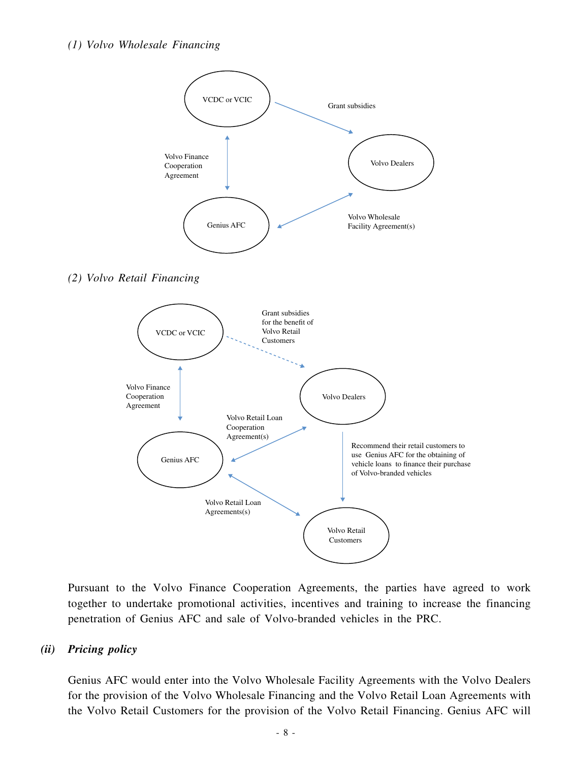*(1) Volvo Wholesale Financing*

VCDC or VCIC

Grant subsidies

Volvo Dealers

Volvo Finance Cooperation Agreement

Genius AFC

Volvo Wholesale Facility Agreement(s)

*(2) Volvo Retail Financing*

VCDC or VCIC

Grant subsidies for the benefit of Volvo Retail Customers

Volvo Dealers

Volvo Finance Cooperation Agreement

Volvo Retail Loan Cooperation Agreement(s)

Genius AFC

Recommend their retail customers to use Genius AFC for the obtaining of vehicle loans to finance their purchase of Volvo-branded vehicles

Volvo Retail Loan Agreements(s)

Volvo Retail Customers

Pursuant to the Volvo Finance Cooperation Agreements, the parties have agreed to work together to undertake promotional activities, incentives and training to increase the financing penetration of Genius AFC and sale of Volvo-branded vehicles in the PRC.

***(ii) Pricing policy***

Genius AFC would enter into the Volvo Wholesale Facility Agreements with the Volvo Dealers for the provision of the Volvo Wholesale Financing and the Volvo Retail Loan Agreements with the Volvo Retail Customers for the provision of the Volvo Retail Financing. Genius AFC will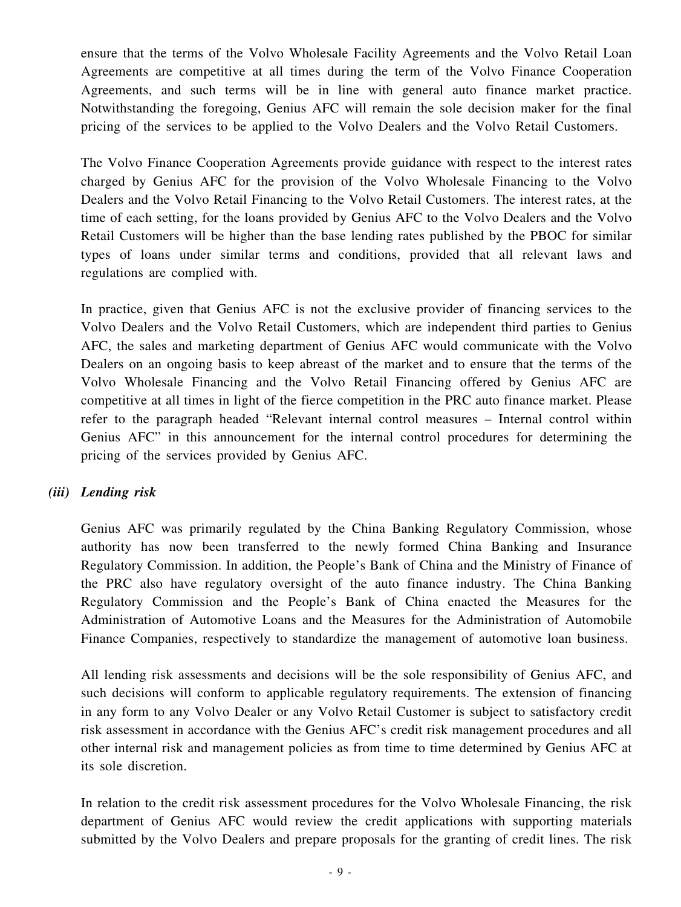ensure that the terms of the Volvo Wholesale Facility Agreements and the Volvo Retail Loan Agreements are competitive at all times during the term of the Volvo Finance Cooperation Agreements, and such terms will be in line with general auto finance market practice. Notwithstanding the foregoing, Genius AFC will remain the sole decision maker for the final pricing of the services to be applied to the Volvo Dealers and the Volvo Retail Customers.

The Volvo Finance Cooperation Agreements provide guidance with respect to the interest rates charged by Genius AFC for the provision of the Volvo Wholesale Financing to the Volvo Dealers and the Volvo Retail Financing to the Volvo Retail Customers. The interest rates, at the time of each setting, for the loans provided by Genius AFC to the Volvo Dealers and the Volvo Retail Customers will be higher than the base lending rates published by the PBOC for similar types of loans under similar terms and conditions, provided that all relevant laws and regulations are complied with.

In practice, given that Genius AFC is not the exclusive provider of financing services to the Volvo Dealers and the Volvo Retail Customers, which are independent third parties to Genius AFC, the sales and marketing department of Genius AFC would communicate with the Volvo Dealers on an ongoing basis to keep abreast of the market and to ensure that the terms of the Volvo Wholesale Financing and the Volvo Retail Financing offered by Genius AFC are competitive at all times in light of the fierce competition in the PRC auto finance market. Please refer to the paragraph headed "Relevant internal control measures – Internal control within Genius AFC" in this announcement for the internal control procedures for determining the pricing of the services provided by Genius AFC.

***(iii) Lending risk***

Genius AFC was primarily regulated by the China Banking Regulatory Commission, whose authority has now been transferred to the newly formed China Banking and Insurance Regulatory Commission. In addition, the People's Bank of China and the Ministry of Finance of the PRC also have regulatory oversight of the auto finance industry. The China Banking Regulatory Commission and the People's Bank of China enacted the Measures for the Administration of Automotive Loans and the Measures for the Administration of Automobile Finance Companies, respectively to standardize the management of automotive loan business.

All lending risk assessments and decisions will be the sole responsibility of Genius AFC, and such decisions will conform to applicable regulatory requirements. The extension of financing in any form to any Volvo Dealer or any Volvo Retail Customer is subject to satisfactory credit risk assessment in accordance with the Genius AFC's credit risk management procedures and all other internal risk and management policies as from time to time determined by Genius AFC at its sole discretion.

In relation to the credit risk assessment procedures for the Volvo Wholesale Financing, the risk department of Genius AFC would review the credit applications with supporting materials submitted by the Volvo Dealers and prepare proposals for the granting of credit lines. The risk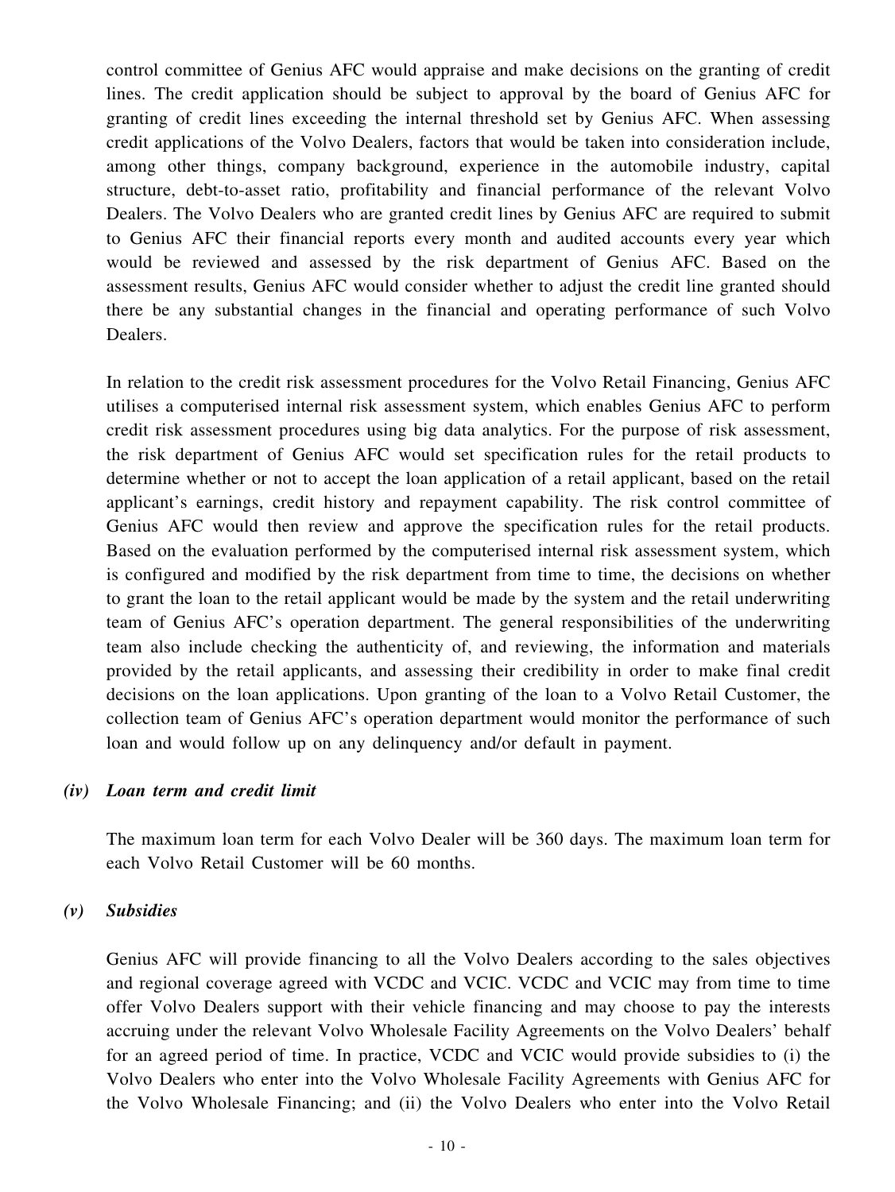control committee of Genius AFC would appraise and make decisions on the granting of credit lines. The credit application should be subject to approval by the board of Genius AFC for granting of credit lines exceeding the internal threshold set by Genius AFC. When assessing credit applications of the Volvo Dealers, factors that would be taken into consideration include, among other things, company background, experience in the automobile industry, capital structure, debt-to-asset ratio, profitability and financial performance of the relevant Volvo Dealers. The Volvo Dealers who are granted credit lines by Genius AFC are required to submit to Genius AFC their financial reports every month and audited accounts every year which would be reviewed and assessed by the risk department of Genius AFC. Based on the assessment results, Genius AFC would consider whether to adjust the credit line granted should there be any substantial changes in the financial and operating performance of such Volvo Dealers.

In relation to the credit risk assessment procedures for the Volvo Retail Financing, Genius AFC utilises a computerised internal risk assessment system, which enables Genius AFC to perform credit risk assessment procedures using big data analytics. For the purpose of risk assessment, the risk department of Genius AFC would set specification rules for the retail products to determine whether or not to accept the loan application of a retail applicant, based on the retail applicant's earnings, credit history and repayment capability. The risk control committee of Genius AFC would then review and approve the specification rules for the retail products. Based on the evaluation performed by the computerised internal risk assessment system, which is configured and modified by the risk department from time to time, the decisions on whether to grant the loan to the retail applicant would be made by the system and the retail underwriting team of Genius AFC's operation department. The general responsibilities of the underwriting team also include checking the authenticity of, and reviewing, the information and materials provided by the retail applicants, and assessing their credibility in order to make final credit decisions on the loan applications. Upon granting of the loan to a Volvo Retail Customer, the collection team of Genius AFC's operation department would monitor the performance of such loan and would follow up on any delinquency and/or default in payment.

***(iv) Loan term and credit limit***

The maximum loan term for each Volvo Dealer will be 360 days. The maximum loan term for each Volvo Retail Customer will be 60 months.

***(v) Subsidies***

Genius AFC will provide financing to all the Volvo Dealers according to the sales objectives and regional coverage agreed with VCDC and VCIC. VCDC and VCIC may from time to time offer Volvo Dealers support with their vehicle financing and may choose to pay the interests accruing under the relevant Volvo Wholesale Facility Agreements on the Volvo Dealers' behalf for an agreed period of time. In practice, VCDC and VCIC would provide subsidies to (i) the Volvo Dealers who enter into the Volvo Wholesale Facility Agreements with Genius AFC for the Volvo Wholesale Financing; and (ii) the Volvo Dealers who enter into the Volvo Retail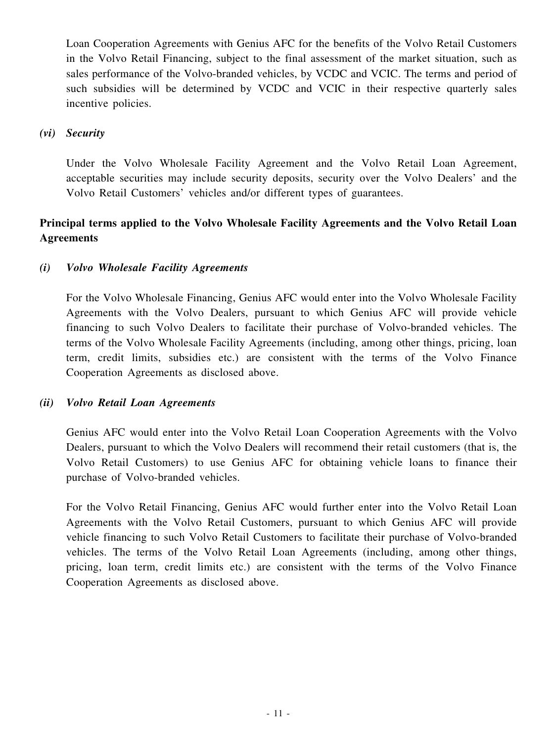Loan Cooperation Agreements with Genius AFC for the benefits of the Volvo Retail Customers in the Volvo Retail Financing, subject to the final assessment of the market situation, such as sales performance of the Volvo-branded vehicles, by VCDC and VCIC. The terms and period of such subsidies will be determined by VCDC and VCIC in their respective quarterly sales incentive policies.

*(vi) Security*

Under the Volvo Wholesale Facility Agreement and the Volvo Retail Loan Agreement, acceptable securities may include security deposits, security over the Volvo Dealers' and the Volvo Retail Customers' vehicles and/or different types of guarantees.

**Principal terms applied to the Volvo Wholesale Facility Agreements and the Volvo Retail Loan Agreements**

*(i) Volvo Wholesale Facility Agreements*

For the Volvo Wholesale Financing, Genius AFC would enter into the Volvo Wholesale Facility Agreements with the Volvo Dealers, pursuant to which Genius AFC will provide vehicle financing to such Volvo Dealers to facilitate their purchase of Volvo-branded vehicles. The terms of the Volvo Wholesale Facility Agreements (including, among other things, pricing, loan term, credit limits, subsidies etc.) are consistent with the terms of the Volvo Finance Cooperation Agreements as disclosed above.

*(ii) Volvo Retail Loan Agreements*

Genius AFC would enter into the Volvo Retail Loan Cooperation Agreements with the Volvo Dealers, pursuant to which the Volvo Dealers will recommend their retail customers (that is, the Volvo Retail Customers) to use Genius AFC for obtaining vehicle loans to finance their purchase of Volvo-branded vehicles.

For the Volvo Retail Financing, Genius AFC would further enter into the Volvo Retail Loan Agreements with the Volvo Retail Customers, pursuant to which Genius AFC will provide vehicle financing to such Volvo Retail Customers to facilitate their purchase of Volvo-branded vehicles. The terms of the Volvo Retail Loan Agreements (including, among other things, pricing, loan term, credit limits etc.) are consistent with the terms of the Volvo Finance Cooperation Agreements as disclosed above.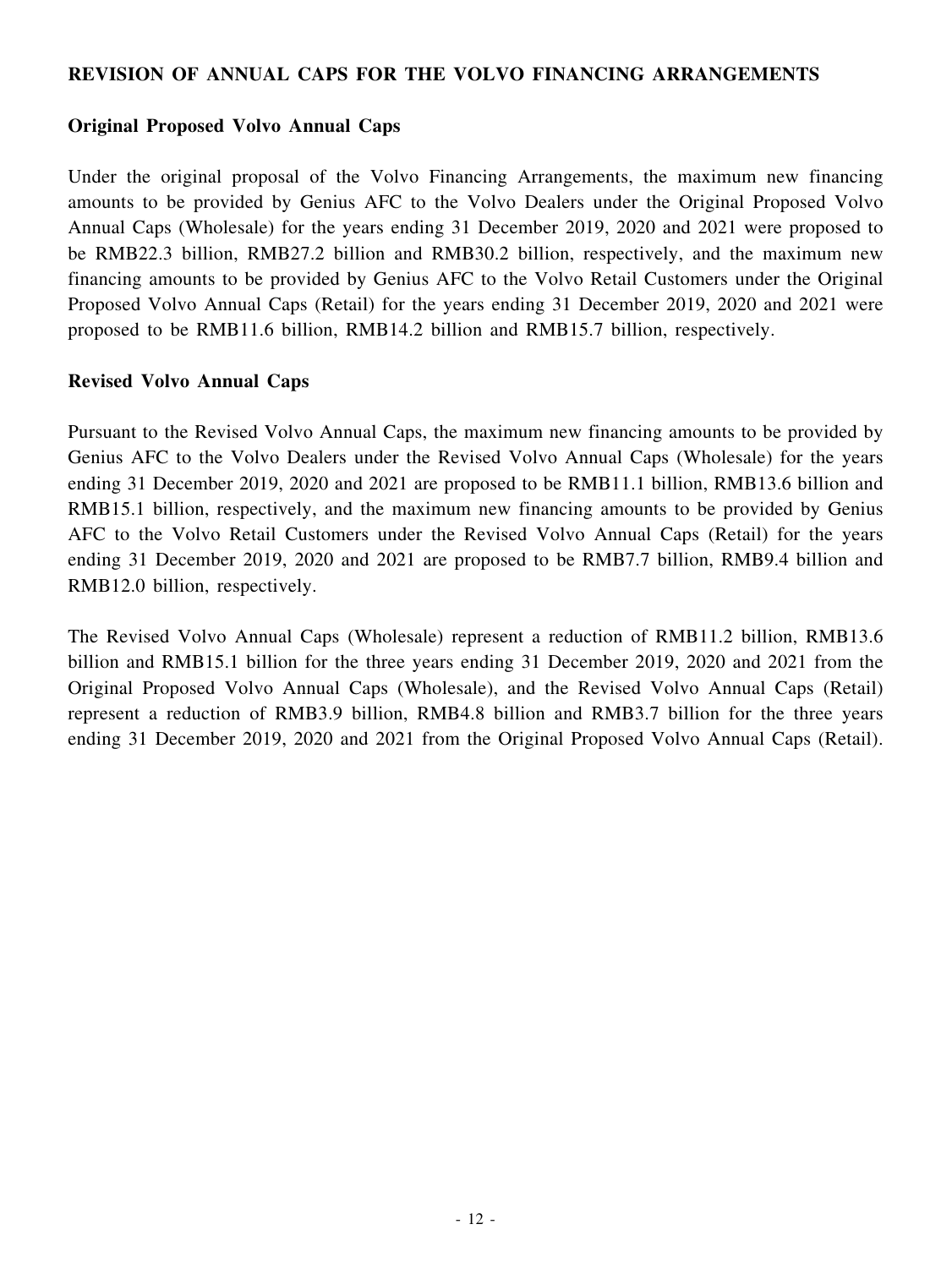## REVISION OF ANNUAL CAPS FOR THE VOLVO FINANCING ARRANGEMENTS

### Original Proposed Volvo Annual Caps

Under the original proposal of the Volvo Financing Arrangements, the maximum new financing amounts to be provided by Genius AFC to the Volvo Dealers under the Original Proposed Volvo Annual Caps (Wholesale) for the years ending 31 December 2019, 2020 and 2021 were proposed to be RMB22.3 billion, RMB27.2 billion and RMB30.2 billion, respectively, and the maximum new financing amounts to be provided by Genius AFC to the Volvo Retail Customers under the Original Proposed Volvo Annual Caps (Retail) for the years ending 31 December 2019, 2020 and 2021 were proposed to be RMB11.6 billion, RMB14.2 billion and RMB15.7 billion, respectively.

### Revised Volvo Annual Caps

Pursuant to the Revised Volvo Annual Caps, the maximum new financing amounts to be provided by Genius AFC to the Volvo Dealers under the Revised Volvo Annual Caps (Wholesale) for the years ending 31 December 2019, 2020 and 2021 are proposed to be RMB11.1 billion, RMB13.6 billion and RMB15.1 billion, respectively, and the maximum new financing amounts to be provided by Genius AFC to the Volvo Retail Customers under the Revised Volvo Annual Caps (Retail) for the years ending 31 December 2019, 2020 and 2021 are proposed to be RMB7.7 billion, RMB9.4 billion and RMB12.0 billion, respectively.

The Revised Volvo Annual Caps (Wholesale) represent a reduction of RMB11.2 billion, RMB13.6 billion and RMB15.1 billion for the three years ending 31 December 2019, 2020 and 2021 from the Original Proposed Volvo Annual Caps (Wholesale), and the Revised Volvo Annual Caps (Retail) represent a reduction of RMB3.9 billion, RMB4.8 billion and RMB3.7 billion for the three years ending 31 December 2019, 2020 and 2021 from the Original Proposed Volvo Annual Caps (Retail).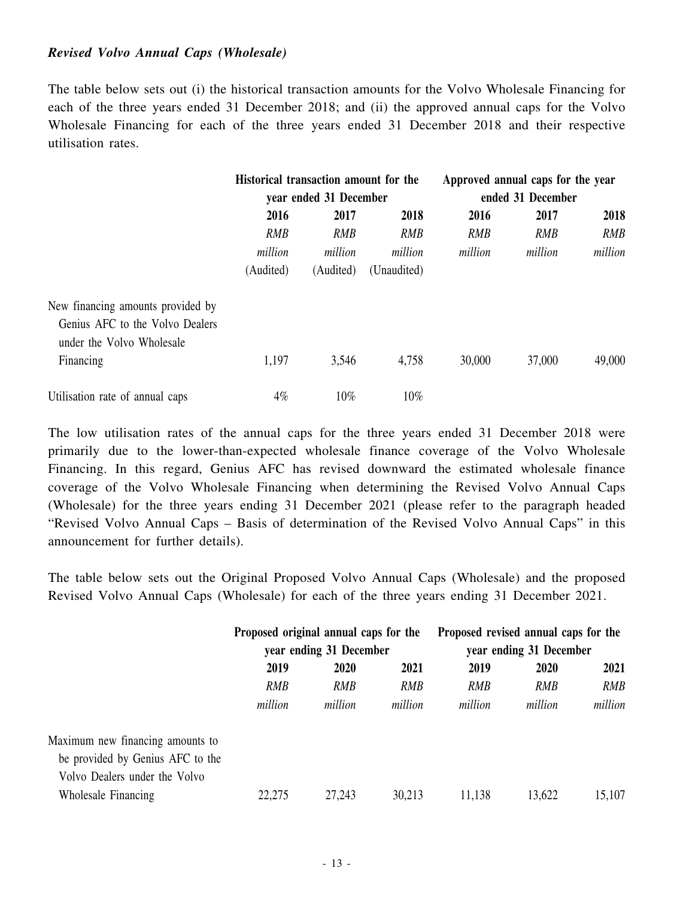### *Revised Volvo Annual Caps (Wholesale)*

The table below sets out (i) the historical transaction amounts for the Volvo Wholesale Financing for each of the three years ended 31 December 2018; and (ii) the approved annual caps for the Volvo Wholesale Financing for each of the three years ended 31 December 2018 and their respective utilisation rates.

| | Historical transaction amount for the year ended 31 December | | | Approved annual caps for the year ended 31 December | | |
|---|---|---|---|---|---|---|
| | 2016 | 2017 | 2018 | 2016 | 2017 | 2018 |
| | *RMB million* | *RMB million* | *RMB million* | *RMB million* | *RMB million* | *RMB million* |
| | (Audited) | (Audited) | (Unaudited) | | | |
| New financing amounts provided by Genius AFC to the Volvo Dealers under the Volvo Wholesale Financing | 1,197 | 3,546 | 4,758 | 30,000 | 37,000 | 49,000 |
| Utilisation rate of annual caps | 4% | 10% | 10% | | | |

The low utilisation rates of the annual caps for the three years ended 31 December 2018 were primarily due to the lower-than-expected wholesale finance coverage of the Volvo Wholesale Financing. In this regard, Genius AFC has revised downward the estimated wholesale finance coverage of the Volvo Wholesale Financing when determining the Revised Volvo Annual Caps (Wholesale) for the three years ending 31 December 2021 (please refer to the paragraph headed "Revised Volvo Annual Caps – Basis of determination of the Revised Volvo Annual Caps" in this announcement for further details).

The table below sets out the Original Proposed Volvo Annual Caps (Wholesale) and the proposed Revised Volvo Annual Caps (Wholesale) for each of the three years ending 31 December 2021.

| | Proposed original annual caps for the year ending 31 December | | | Proposed revised annual caps for the year ending 31 December | | |
|---|---|---|---|---|---|---|
| | 2019 | 2020 | 2021 | 2019 | 2020 | 2021 |
| | *RMB million* | *RMB million* | *RMB million* | *RMB million* | *RMB million* | *RMB million* |
| Maximum new financing amounts to be provided by Genius AFC to the Volvo Dealers under the Volvo Wholesale Financing | 22,275 | 27,243 | 30,213 | 11,138 | 13,622 | 15,107 |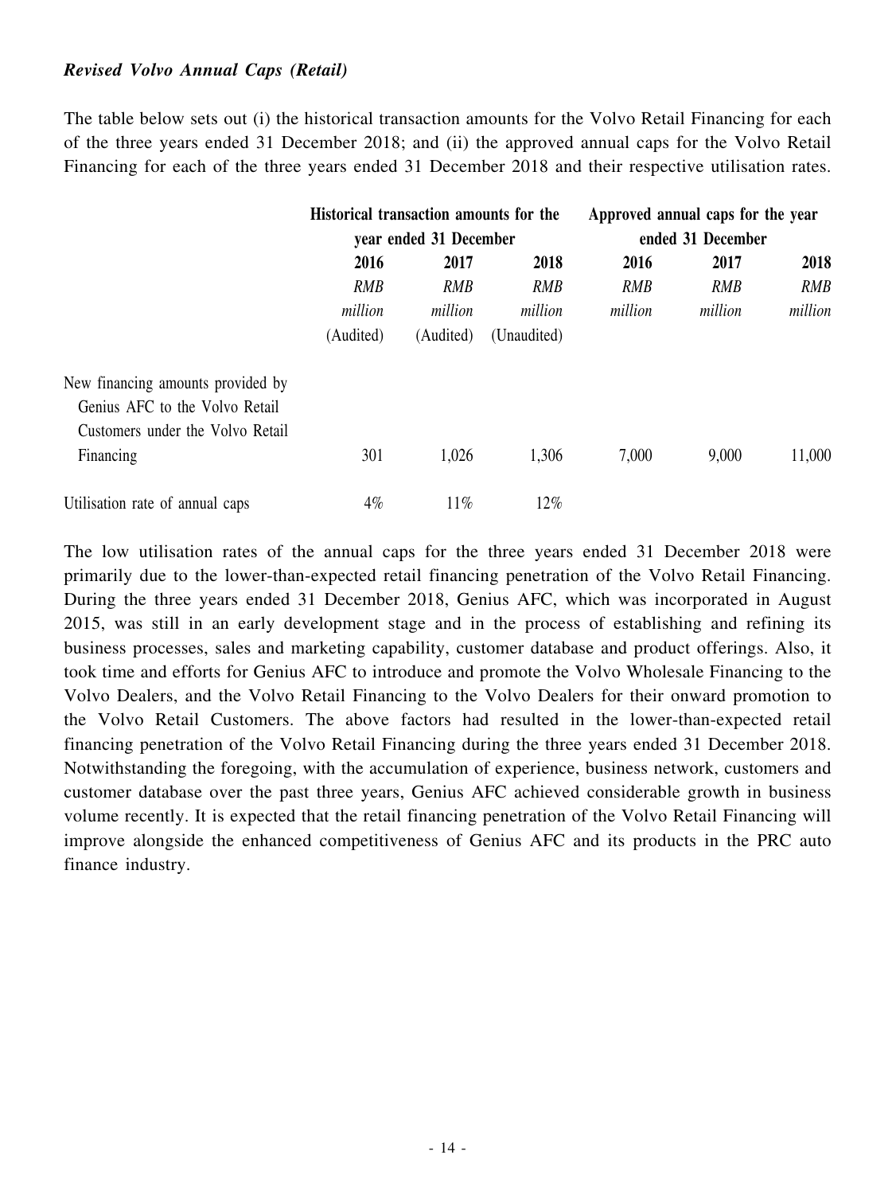***Revised Volvo Annual Caps (Retail)***

The table below sets out (i) the historical transaction amounts for the Volvo Retail Financing for each of the three years ended 31 December 2018; and (ii) the approved annual caps for the Volvo Retail Financing for each of the three years ended 31 December 2018 and their respective utilisation rates.

| | Historical transaction amounts for the year ended 31 December | | | Approved annual caps for the year ended 31 December | | |
|---|---|---|---|---|---|---|
| | **2016** | **2017** | **2018** | **2016** | **2017** | **2018** |
| | *RMB million* | *RMB million* | *RMB million* | *RMB million* | *RMB million* | *RMB million* |
| | (Audited) | (Audited) | (Unaudited) | | | |
| New financing amounts provided by Genius AFC to the Volvo Retail Customers under the Volvo Retail Financing | 301 | 1,026 | 1,306 | 7,000 | 9,000 | 11,000 |
| Utilisation rate of annual caps | 4% | 11% | 12% | | | |

The low utilisation rates of the annual caps for the three years ended 31 December 2018 were primarily due to the lower-than-expected retail financing penetration of the Volvo Retail Financing. During the three years ended 31 December 2018, Genius AFC, which was incorporated in August 2015, was still in an early development stage and in the process of establishing and refining its business processes, sales and marketing capability, customer database and product offerings. Also, it took time and efforts for Genius AFC to introduce and promote the Volvo Wholesale Financing to the Volvo Dealers, and the Volvo Retail Financing to the Volvo Dealers for their onward promotion to the Volvo Retail Customers. The above factors had resulted in the lower-than-expected retail financing penetration of the Volvo Retail Financing during the three years ended 31 December 2018. Notwithstanding the foregoing, with the accumulation of experience, business network, customers and customer database over the past three years, Genius AFC achieved considerable growth in business volume recently. It is expected that the retail financing penetration of the Volvo Retail Financing will improve alongside the enhanced competitiveness of Genius AFC and its products in the PRC auto finance industry.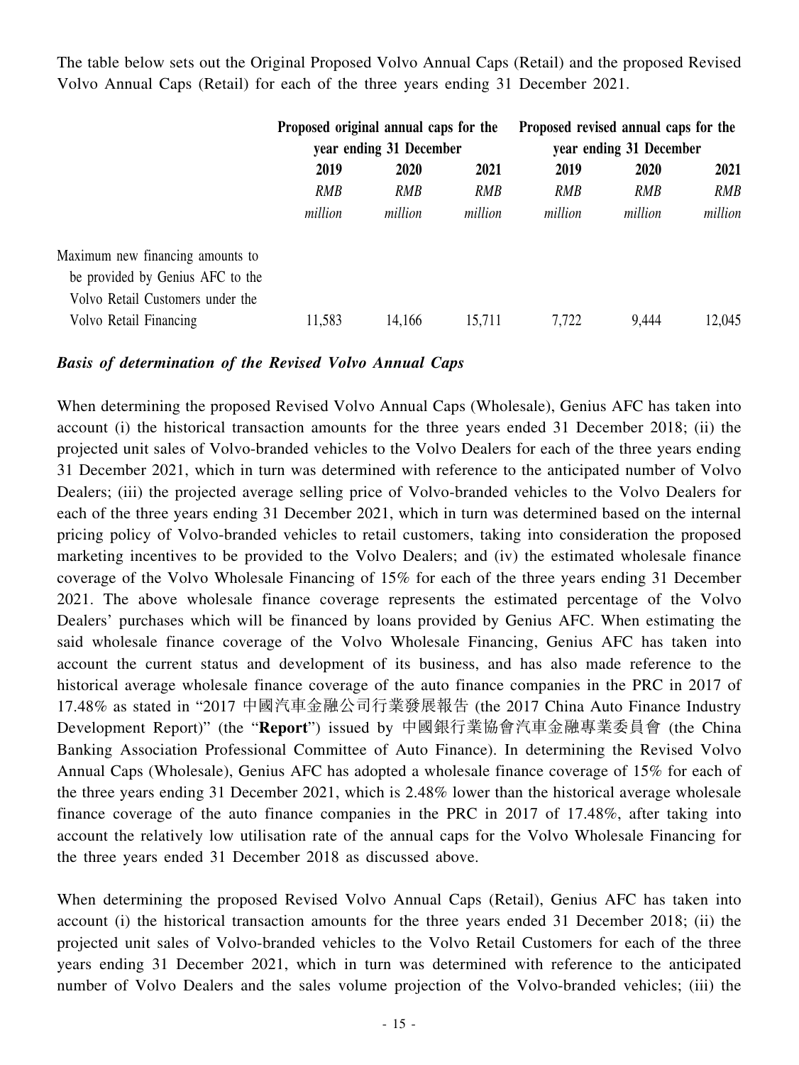The table below sets out the Original Proposed Volvo Annual Caps (Retail) and the proposed Revised Volvo Annual Caps (Retail) for each of the three years ending 31 December 2021.

| | Proposed original annual caps for the year ending 31 December | | | Proposed revised annual caps for the year ending 31 December | | |
|---|---|---|---|---|---|---|
| | 2019 | 2020 | 2021 | 2019 | 2020 | 2021 |
| | *RMB million* | *RMB million* | *RMB million* | *RMB million* | *RMB million* | *RMB million* |
| Maximum new financing amounts to be provided by Genius AFC to the Volvo Retail Customers under the Volvo Retail Financing | 11,583 | 14,166 | 15,711 | 7,722 | 9,444 | 12,045 |

***Basis of determination of the Revised Volvo Annual Caps***

When determining the proposed Revised Volvo Annual Caps (Wholesale), Genius AFC has taken into account (i) the historical transaction amounts for the three years ended 31 December 2018; (ii) the projected unit sales of Volvo-branded vehicles to the Volvo Dealers for each of the three years ending 31 December 2021, which in turn was determined with reference to the anticipated number of Volvo Dealers; (iii) the projected average selling price of Volvo-branded vehicles to the Volvo Dealers for each of the three years ending 31 December 2021, which in turn was determined based on the internal pricing policy of Volvo-branded vehicles to retail customers, taking into consideration the proposed marketing incentives to be provided to the Volvo Dealers; and (iv) the estimated wholesale finance coverage of the Volvo Wholesale Financing of 15% for each of the three years ending 31 December 2021. The above wholesale finance coverage represents the estimated percentage of the Volvo Dealers' purchases which will be financed by loans provided by Genius AFC. When estimating the said wholesale finance coverage of the Volvo Wholesale Financing, Genius AFC has taken into account the current status and development of its business, and has also made reference to the historical average wholesale finance coverage of the auto finance companies in the PRC in 2017 of 17.48% as stated in "2017 中國汽車金融公司行業發展報告 (the 2017 China Auto Finance Industry Development Report)" (the "**Report**") issued by 中國銀行業協會汽車金融專業委員會 (the China Banking Association Professional Committee of Auto Finance). In determining the Revised Volvo Annual Caps (Wholesale), Genius AFC has adopted a wholesale finance coverage of 15% for each of the three years ending 31 December 2021, which is 2.48% lower than the historical average wholesale finance coverage of the auto finance companies in the PRC in 2017 of 17.48%, after taking into account the relatively low utilisation rate of the annual caps for the Volvo Wholesale Financing for the three years ended 31 December 2018 as discussed above.

When determining the proposed Revised Volvo Annual Caps (Retail), Genius AFC has taken into account (i) the historical transaction amounts for the three years ended 31 December 2018; (ii) the projected unit sales of Volvo-branded vehicles to the Volvo Retail Customers for each of the three years ending 31 December 2021, which in turn was determined with reference to the anticipated number of Volvo Dealers and the sales volume projection of the Volvo-branded vehicles; (iii) the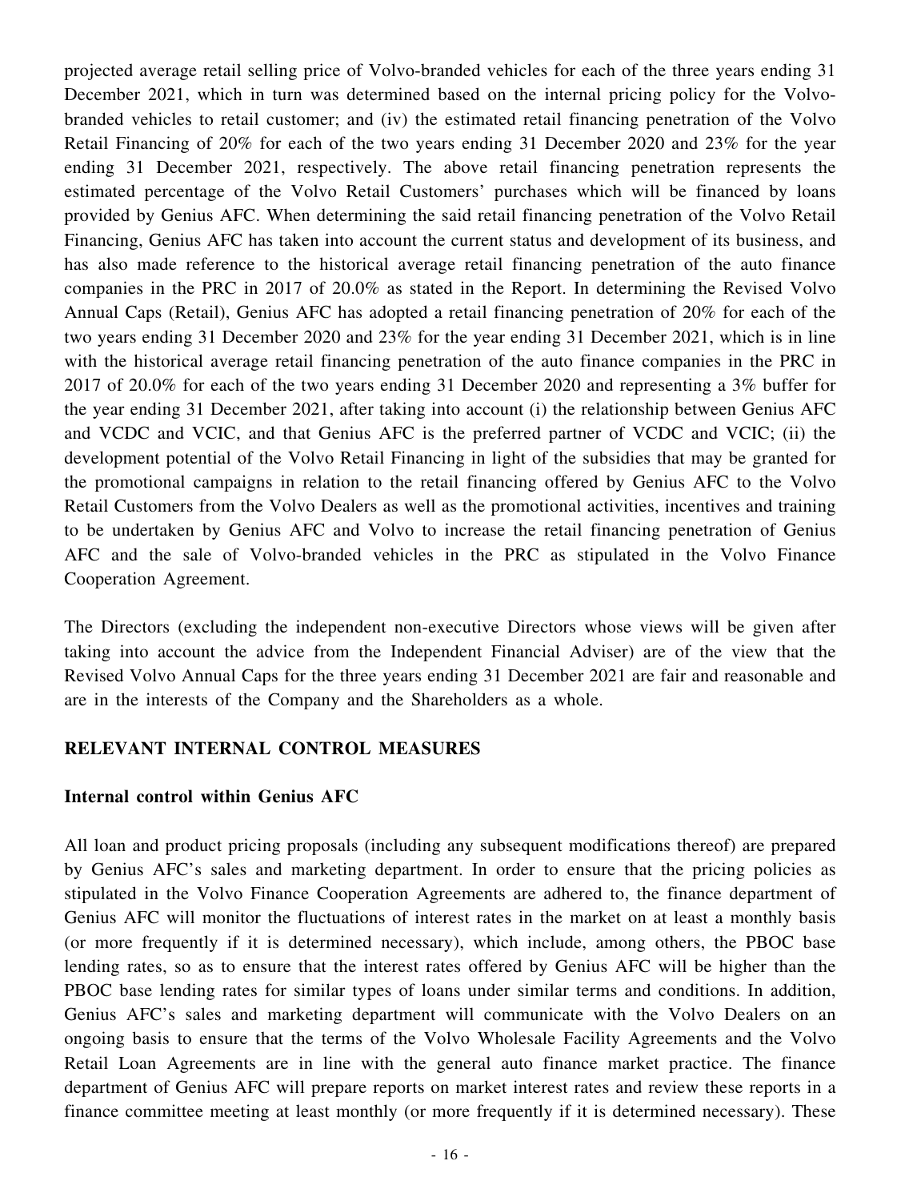projected average retail selling price of Volvo-branded vehicles for each of the three years ending 31 December 2021, which in turn was determined based on the internal pricing policy for the Volvo-branded vehicles to retail customer; and (iv) the estimated retail financing penetration of the Volvo Retail Financing of 20% for each of the two years ending 31 December 2020 and 23% for the year ending 31 December 2021, respectively. The above retail financing penetration represents the estimated percentage of the Volvo Retail Customers' purchases which will be financed by loans provided by Genius AFC. When determining the said retail financing penetration of the Volvo Retail Financing, Genius AFC has taken into account the current status and development of its business, and has also made reference to the historical average retail financing penetration of the auto finance companies in the PRC in 2017 of 20.0% as stated in the Report. In determining the Revised Volvo Annual Caps (Retail), Genius AFC has adopted a retail financing penetration of 20% for each of the two years ending 31 December 2020 and 23% for the year ending 31 December 2021, which is in line with the historical average retail financing penetration of the auto finance companies in the PRC in 2017 of 20.0% for each of the two years ending 31 December 2020 and representing a 3% buffer for the year ending 31 December 2021, after taking into account (i) the relationship between Genius AFC and VCDC and VCIC, and that Genius AFC is the preferred partner of VCDC and VCIC; (ii) the development potential of the Volvo Retail Financing in light of the subsidies that may be granted for the promotional campaigns in relation to the retail financing offered by Genius AFC to the Volvo Retail Customers from the Volvo Dealers as well as the promotional activities, incentives and training to be undertaken by Genius AFC and Volvo to increase the retail financing penetration of Genius AFC and the sale of Volvo-branded vehicles in the PRC as stipulated in the Volvo Finance Cooperation Agreement.

The Directors (excluding the independent non-executive Directors whose views will be given after taking into account the advice from the Independent Financial Adviser) are of the view that the Revised Volvo Annual Caps for the three years ending 31 December 2021 are fair and reasonable and are in the interests of the Company and the Shareholders as a whole.

## RELEVANT INTERNAL CONTROL MEASURES

### Internal control within Genius AFC

All loan and product pricing proposals (including any subsequent modifications thereof) are prepared by Genius AFC's sales and marketing department. In order to ensure that the pricing policies as stipulated in the Volvo Finance Cooperation Agreements are adhered to, the finance department of Genius AFC will monitor the fluctuations of interest rates in the market on at least a monthly basis (or more frequently if it is determined necessary), which include, among others, the PBOC base lending rates, so as to ensure that the interest rates offered by Genius AFC will be higher than the PBOC base lending rates for similar types of loans under similar terms and conditions. In addition, Genius AFC's sales and marketing department will communicate with the Volvo Dealers on an ongoing basis to ensure that the terms of the Volvo Wholesale Facility Agreements and the Volvo Retail Loan Agreements are in line with the general auto finance market practice. The finance department of Genius AFC will prepare reports on market interest rates and review these reports in a finance committee meeting at least monthly (or more frequently if it is determined necessary). These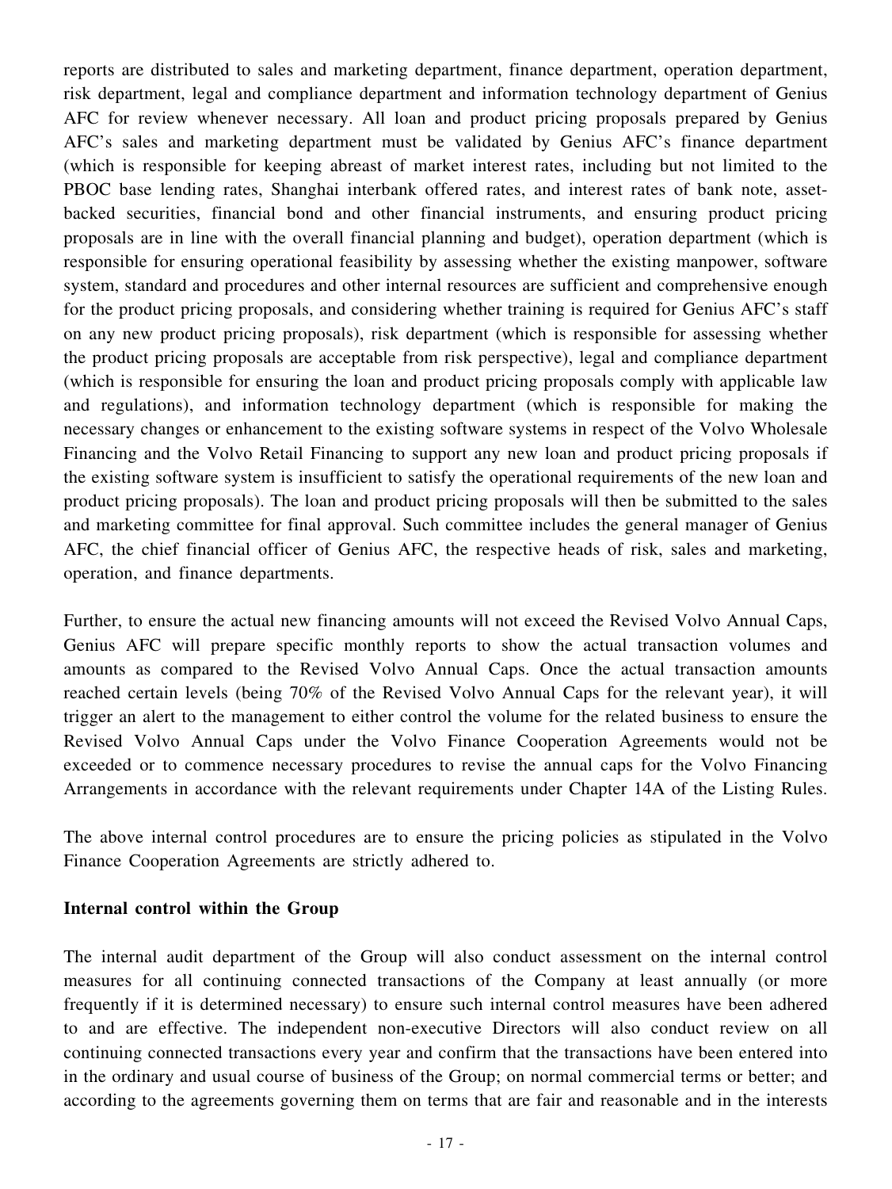reports are distributed to sales and marketing department, finance department, operation department, risk department, legal and compliance department and information technology department of Genius AFC for review whenever necessary. All loan and product pricing proposals prepared by Genius AFC's sales and marketing department must be validated by Genius AFC's finance department (which is responsible for keeping abreast of market interest rates, including but not limited to the PBOC base lending rates, Shanghai interbank offered rates, and interest rates of bank note, asset-backed securities, financial bond and other financial instruments, and ensuring product pricing proposals are in line with the overall financial planning and budget), operation department (which is responsible for ensuring operational feasibility by assessing whether the existing manpower, software system, standard and procedures and other internal resources are sufficient and comprehensive enough for the product pricing proposals, and considering whether training is required for Genius AFC's staff on any new product pricing proposals), risk department (which is responsible for assessing whether the product pricing proposals are acceptable from risk perspective), legal and compliance department (which is responsible for ensuring the loan and product pricing proposals comply with applicable law and regulations), and information technology department (which is responsible for making the necessary changes or enhancement to the existing software systems in respect of the Volvo Wholesale Financing and the Volvo Retail Financing to support any new loan and product pricing proposals if the existing software system is insufficient to satisfy the operational requirements of the new loan and product pricing proposals). The loan and product pricing proposals will then be submitted to the sales and marketing committee for final approval. Such committee includes the general manager of Genius AFC, the chief financial officer of Genius AFC, the respective heads of risk, sales and marketing, operation, and finance departments.

Further, to ensure the actual new financing amounts will not exceed the Revised Volvo Annual Caps, Genius AFC will prepare specific monthly reports to show the actual transaction volumes and amounts as compared to the Revised Volvo Annual Caps. Once the actual transaction amounts reached certain levels (being 70% of the Revised Volvo Annual Caps for the relevant year), it will trigger an alert to the management to either control the volume for the related business to ensure the Revised Volvo Annual Caps under the Volvo Finance Cooperation Agreements would not be exceeded or to commence necessary procedures to revise the annual caps for the Volvo Financing Arrangements in accordance with the relevant requirements under Chapter 14A of the Listing Rules.

The above internal control procedures are to ensure the pricing policies as stipulated in the Volvo Finance Cooperation Agreements are strictly adhered to.

**Internal control within the Group**

The internal audit department of the Group will also conduct assessment on the internal control measures for all continuing connected transactions of the Company at least annually (or more frequently if it is determined necessary) to ensure such internal control measures have been adhered to and are effective. The independent non-executive Directors will also conduct review on all continuing connected transactions every year and confirm that the transactions have been entered into in the ordinary and usual course of business of the Group; on normal commercial terms or better; and according to the agreements governing them on terms that are fair and reasonable and in the interests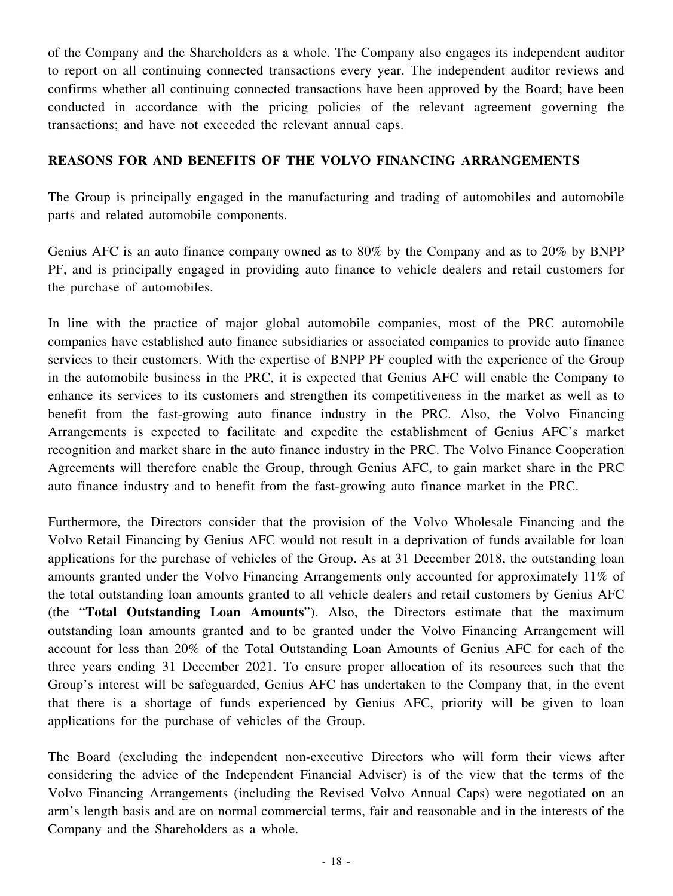of the Company and the Shareholders as a whole. The Company also engages its independent auditor to report on all continuing connected transactions every year. The independent auditor reviews and confirms whether all continuing connected transactions have been approved by the Board; have been conducted in accordance with the pricing policies of the relevant agreement governing the transactions; and have not exceeded the relevant annual caps.

## REASONS FOR AND BENEFITS OF THE VOLVO FINANCING ARRANGEMENTS

The Group is principally engaged in the manufacturing and trading of automobiles and automobile parts and related automobile components.

Genius AFC is an auto finance company owned as to 80% by the Company and as to 20% by BNPP PF, and is principally engaged in providing auto finance to vehicle dealers and retail customers for the purchase of automobiles.

In line with the practice of major global automobile companies, most of the PRC automobile companies have established auto finance subsidiaries or associated companies to provide auto finance services to their customers. With the expertise of BNPP PF coupled with the experience of the Group in the automobile business in the PRC, it is expected that Genius AFC will enable the Company to enhance its services to its customers and strengthen its competitiveness in the market as well as to benefit from the fast-growing auto finance industry in the PRC. Also, the Volvo Financing Arrangements is expected to facilitate and expedite the establishment of Genius AFC's market recognition and market share in the auto finance industry in the PRC. The Volvo Finance Cooperation Agreements will therefore enable the Group, through Genius AFC, to gain market share in the PRC auto finance industry and to benefit from the fast-growing auto finance market in the PRC.

Furthermore, the Directors consider that the provision of the Volvo Wholesale Financing and the Volvo Retail Financing by Genius AFC would not result in a deprivation of funds available for loan applications for the purchase of vehicles of the Group. As at 31 December 2018, the outstanding loan amounts granted under the Volvo Financing Arrangements only accounted for approximately 11% of the total outstanding loan amounts granted to all vehicle dealers and retail customers by Genius AFC (the "**Total Outstanding Loan Amounts**"). Also, the Directors estimate that the maximum outstanding loan amounts granted and to be granted under the Volvo Financing Arrangement will account for less than 20% of the Total Outstanding Loan Amounts of Genius AFC for each of the three years ending 31 December 2021. To ensure proper allocation of its resources such that the Group's interest will be safeguarded, Genius AFC has undertaken to the Company that, in the event that there is a shortage of funds experienced by Genius AFC, priority will be given to loan applications for the purchase of vehicles of the Group.

The Board (excluding the independent non-executive Directors who will form their views after considering the advice of the Independent Financial Adviser) is of the view that the terms of the Volvo Financing Arrangements (including the Revised Volvo Annual Caps) were negotiated on an arm's length basis and are on normal commercial terms, fair and reasonable and in the interests of the Company and the Shareholders as a whole.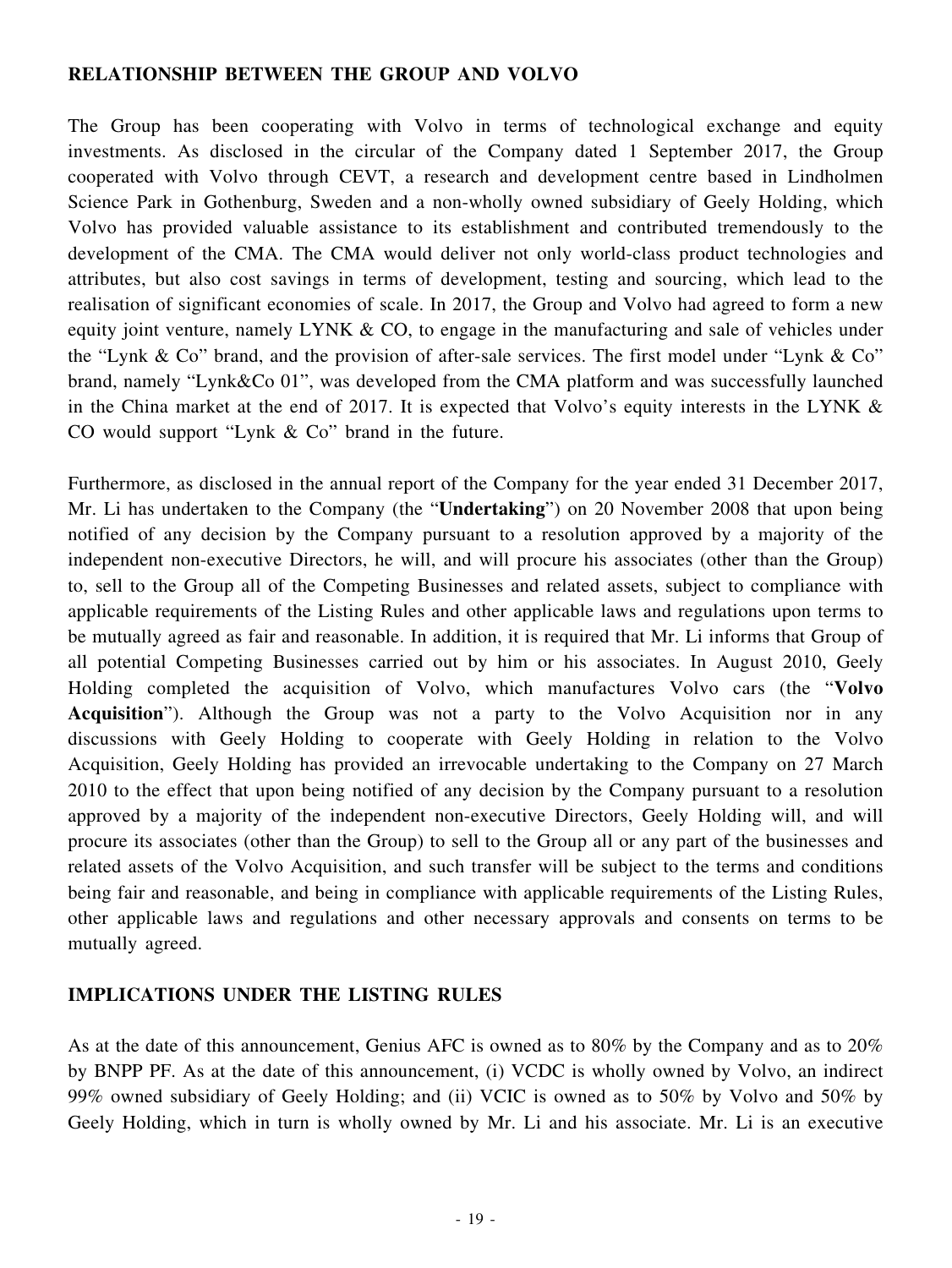## RELATIONSHIP BETWEEN THE GROUP AND VOLVO

The Group has been cooperating with Volvo in terms of technological exchange and equity investments. As disclosed in the circular of the Company dated 1 September 2017, the Group cooperated with Volvo through CEVT, a research and development centre based in Lindholmen Science Park in Gothenburg, Sweden and a non-wholly owned subsidiary of Geely Holding, which Volvo has provided valuable assistance to its establishment and contributed tremendously to the development of the CMA. The CMA would deliver not only world-class product technologies and attributes, but also cost savings in terms of development, testing and sourcing, which lead to the realisation of significant economies of scale. In 2017, the Group and Volvo had agreed to form a new equity joint venture, namely LYNK & CO, to engage in the manufacturing and sale of vehicles under the "Lynk & Co" brand, and the provision of after-sale services. The first model under "Lynk & Co" brand, namely "Lynk&Co 01", was developed from the CMA platform and was successfully launched in the China market at the end of 2017. It is expected that Volvo's equity interests in the LYNK & CO would support "Lynk & Co" brand in the future.

Furthermore, as disclosed in the annual report of the Company for the year ended 31 December 2017, Mr. Li has undertaken to the Company (the "**Undertaking**") on 20 November 2008 that upon being notified of any decision by the Company pursuant to a resolution approved by a majority of the independent non-executive Directors, he will, and will procure his associates (other than the Group) to, sell to the Group all of the Competing Businesses and related assets, subject to compliance with applicable requirements of the Listing Rules and other applicable laws and regulations upon terms to be mutually agreed as fair and reasonable. In addition, it is required that Mr. Li informs that Group of all potential Competing Businesses carried out by him or his associates. In August 2010, Geely Holding completed the acquisition of Volvo, which manufactures Volvo cars (the "**Volvo Acquisition**"). Although the Group was not a party to the Volvo Acquisition nor in any discussions with Geely Holding to cooperate with Geely Holding in relation to the Volvo Acquisition, Geely Holding has provided an irrevocable undertaking to the Company on 27 March 2010 to the effect that upon being notified of any decision by the Company pursuant to a resolution approved by a majority of the independent non-executive Directors, Geely Holding will, and will procure its associates (other than the Group) to sell to the Group all or any part of the businesses and related assets of the Volvo Acquisition, and such transfer will be subject to the terms and conditions being fair and reasonable, and being in compliance with applicable requirements of the Listing Rules, other applicable laws and regulations and other necessary approvals and consents on terms to be mutually agreed.

## IMPLICATIONS UNDER THE LISTING RULES

As at the date of this announcement, Genius AFC is owned as to 80% by the Company and as to 20% by BNPP PF. As at the date of this announcement, (i) VCDC is wholly owned by Volvo, an indirect 99% owned subsidiary of Geely Holding; and (ii) VCIC is owned as to 50% by Volvo and 50% by Geely Holding, which in turn is wholly owned by Mr. Li and his associate. Mr. Li is an executive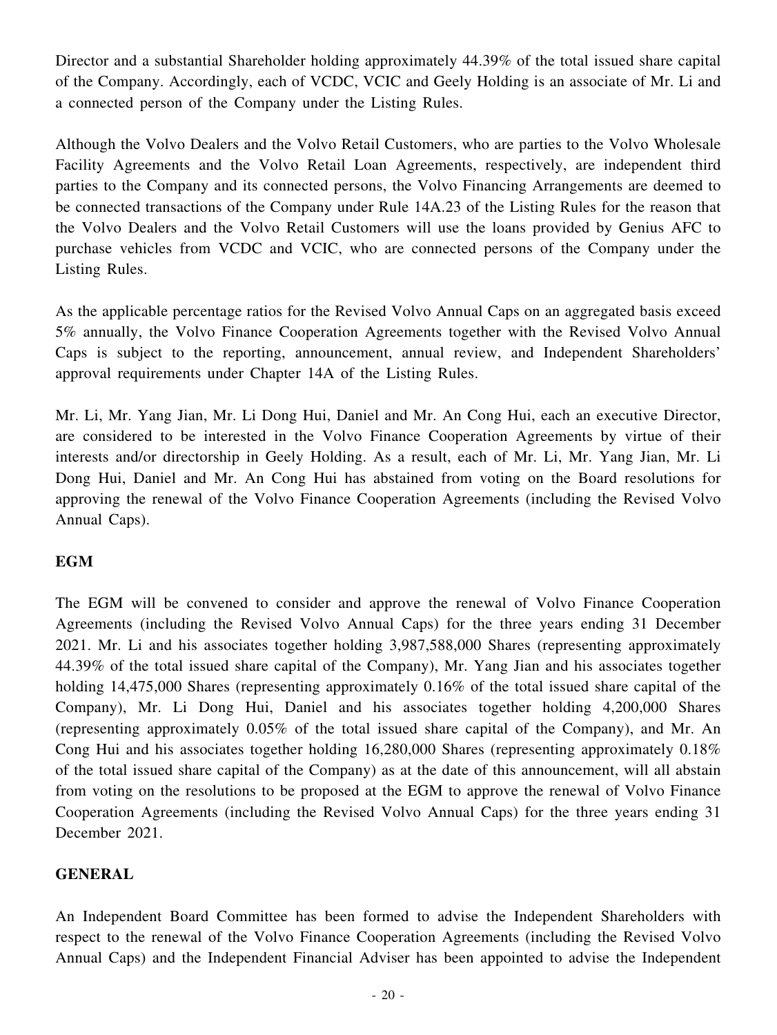Director and a substantial Shareholder holding approximately 44.39% of the total issued share capital of the Company. Accordingly, each of VCDC, VCIC and Geely Holding is an associate of Mr. Li and a connected person of the Company under the Listing Rules.

Although the Volvo Dealers and the Volvo Retail Customers, who are parties to the Volvo Wholesale Facility Agreements and the Volvo Retail Loan Agreements, respectively, are independent third parties to the Company and its connected persons, the Volvo Financing Arrangements are deemed to be connected transactions of the Company under Rule 14A.23 of the Listing Rules for the reason that the Volvo Dealers and the Volvo Retail Customers will use the loans provided by Genius AFC to purchase vehicles from VCDC and VCIC, who are connected persons of the Company under the Listing Rules.

As the applicable percentage ratios for the Revised Volvo Annual Caps on an aggregated basis exceed 5% annually, the Volvo Finance Cooperation Agreements together with the Revised Volvo Annual Caps is subject to the reporting, announcement, annual review, and Independent Shareholders' approval requirements under Chapter 14A of the Listing Rules.

Mr. Li, Mr. Yang Jian, Mr. Li Dong Hui, Daniel and Mr. An Cong Hui, each an executive Director, are considered to be interested in the Volvo Finance Cooperation Agreements by virtue of their interests and/or directorship in Geely Holding. As a result, each of Mr. Li, Mr. Yang Jian, Mr. Li Dong Hui, Daniel and Mr. An Cong Hui has abstained from voting on the Board resolutions for approving the renewal of the Volvo Finance Cooperation Agreements (including the Revised Volvo Annual Caps).

**EGM**

The EGM will be convened to consider and approve the renewal of Volvo Finance Cooperation Agreements (including the Revised Volvo Annual Caps) for the three years ending 31 December 2021. Mr. Li and his associates together holding 3,987,588,000 Shares (representing approximately 44.39% of the total issued share capital of the Company), Mr. Yang Jian and his associates together holding 14,475,000 Shares (representing approximately 0.16% of the total issued share capital of the Company), Mr. Li Dong Hui, Daniel and his associates together holding 4,200,000 Shares (representing approximately 0.05% of the total issued share capital of the Company), and Mr. An Cong Hui and his associates together holding 16,280,000 Shares (representing approximately 0.18% of the total issued share capital of the Company) as at the date of this announcement, will all abstain from voting on the resolutions to be proposed at the EGM to approve the renewal of Volvo Finance Cooperation Agreements (including the Revised Volvo Annual Caps) for the three years ending 31 December 2021.

**GENERAL**

An Independent Board Committee has been formed to advise the Independent Shareholders with respect to the renewal of the Volvo Finance Cooperation Agreements (including the Revised Volvo Annual Caps) and the Independent Financial Adviser has been appointed to advise the Independent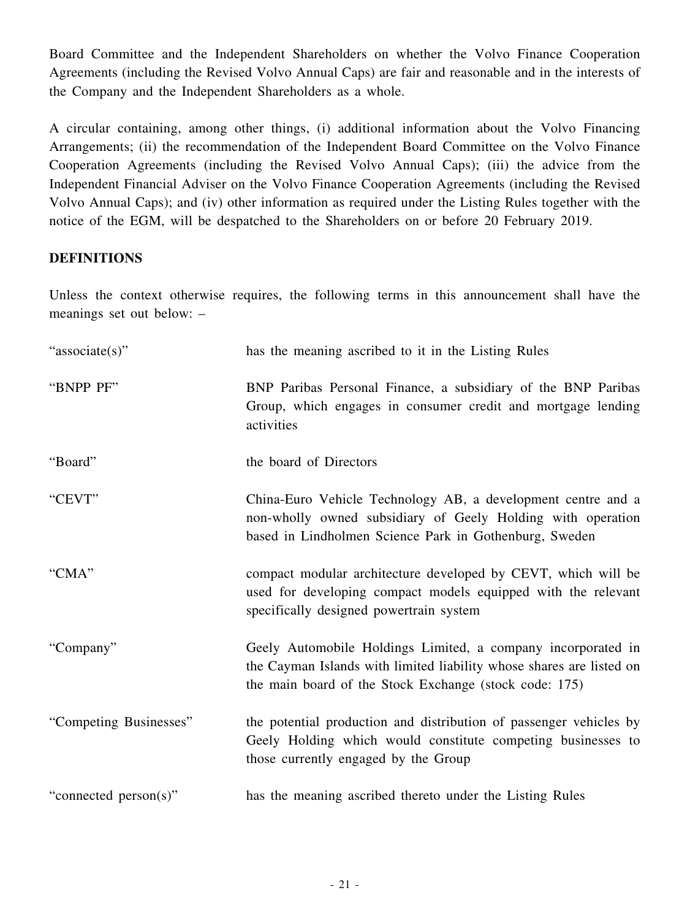Board Committee and the Independent Shareholders on whether the Volvo Finance Cooperation Agreements (including the Revised Volvo Annual Caps) are fair and reasonable and in the interests of the Company and the Independent Shareholders as a whole.

A circular containing, among other things, (i) additional information about the Volvo Financing Arrangements; (ii) the recommendation of the Independent Board Committee on the Volvo Finance Cooperation Agreements (including the Revised Volvo Annual Caps); (iii) the advice from the Independent Financial Adviser on the Volvo Finance Cooperation Agreements (including the Revised Volvo Annual Caps); and (iv) other information as required under the Listing Rules together with the notice of the EGM, will be despatched to the Shareholders on or before 20 February 2019.

**DEFINITIONS**

Unless the context otherwise requires, the following terms in this announcement shall have the meanings set out below: –

| | |
|---|---|
| "associate(s)" | has the meaning ascribed to it in the Listing Rules |
| "BNPP PF" | BNP Paribas Personal Finance, a subsidiary of the BNP Paribas Group, which engages in consumer credit and mortgage lending activities |
| "Board" | the board of Directors |
| "CEVT" | China-Euro Vehicle Technology AB, a development centre and a non-wholly owned subsidiary of Geely Holding with operation based in Lindholmen Science Park in Gothenburg, Sweden |
| "CMA" | compact modular architecture developed by CEVT, which will be used for developing compact models equipped with the relevant specifically designed powertrain system |
| "Company" | Geely Automobile Holdings Limited, a company incorporated in the Cayman Islands with limited liability whose shares are listed on the main board of the Stock Exchange (stock code: 175) |
| "Competing Businesses" | the potential production and distribution of passenger vehicles by Geely Holding which would constitute competing businesses to those currently engaged by the Group |
| "connected person(s)" | has the meaning ascribed thereto under the Listing Rules |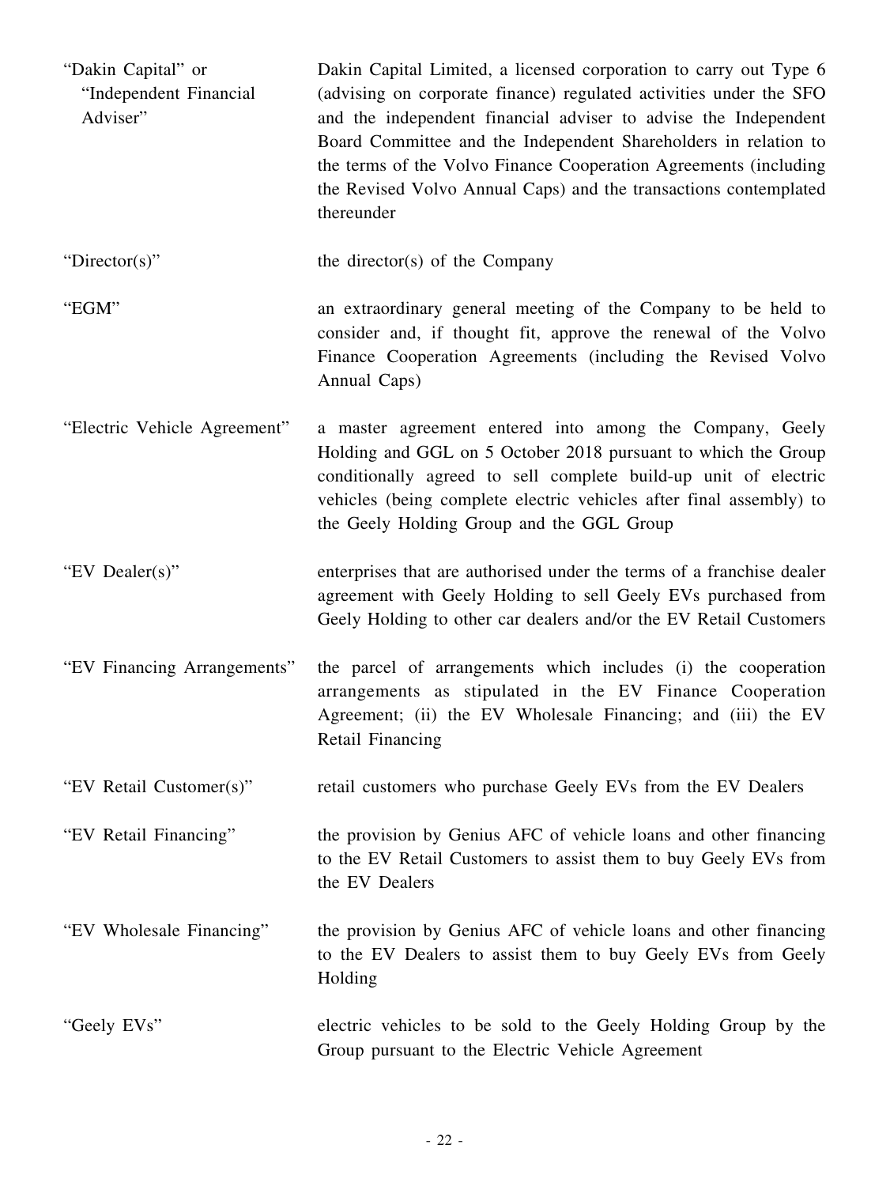| | |
|---|---|
| "Dakin Capital" or "Independent Financial Adviser" | Dakin Capital Limited, a licensed corporation to carry out Type 6 (advising on corporate finance) regulated activities under the SFO and the independent financial adviser to advise the Independent Board Committee and the Independent Shareholders in relation to the terms of the Volvo Finance Cooperation Agreements (including the Revised Volvo Annual Caps) and the transactions contemplated thereunder |
| "Director(s)" | the director(s) of the Company |
| "EGM" | an extraordinary general meeting of the Company to be held to consider and, if thought fit, approve the renewal of the Volvo Finance Cooperation Agreements (including the Revised Volvo Annual Caps) |
| "Electric Vehicle Agreement" | a master agreement entered into among the Company, Geely Holding and GGL on 5 October 2018 pursuant to which the Group conditionally agreed to sell complete build-up unit of electric vehicles (being complete electric vehicles after final assembly) to the Geely Holding Group and the GGL Group |
| "EV Dealer(s)" | enterprises that are authorised under the terms of a franchise dealer agreement with Geely Holding to sell Geely EVs purchased from Geely Holding to other car dealers and/or the EV Retail Customers |
| "EV Financing Arrangements" | the parcel of arrangements which includes (i) the cooperation arrangements as stipulated in the EV Finance Cooperation Agreement; (ii) the EV Wholesale Financing; and (iii) the EV Retail Financing |
| "EV Retail Customer(s)" | retail customers who purchase Geely EVs from the EV Dealers |
| "EV Retail Financing" | the provision by Genius AFC of vehicle loans and other financing to the EV Retail Customers to assist them to buy Geely EVs from the EV Dealers |
| "EV Wholesale Financing" | the provision by Genius AFC of vehicle loans and other financing to the EV Dealers to assist them to buy Geely EVs from Geely Holding |
| "Geely EVs" | electric vehicles to be sold to the Geely Holding Group by the Group pursuant to the Electric Vehicle Agreement |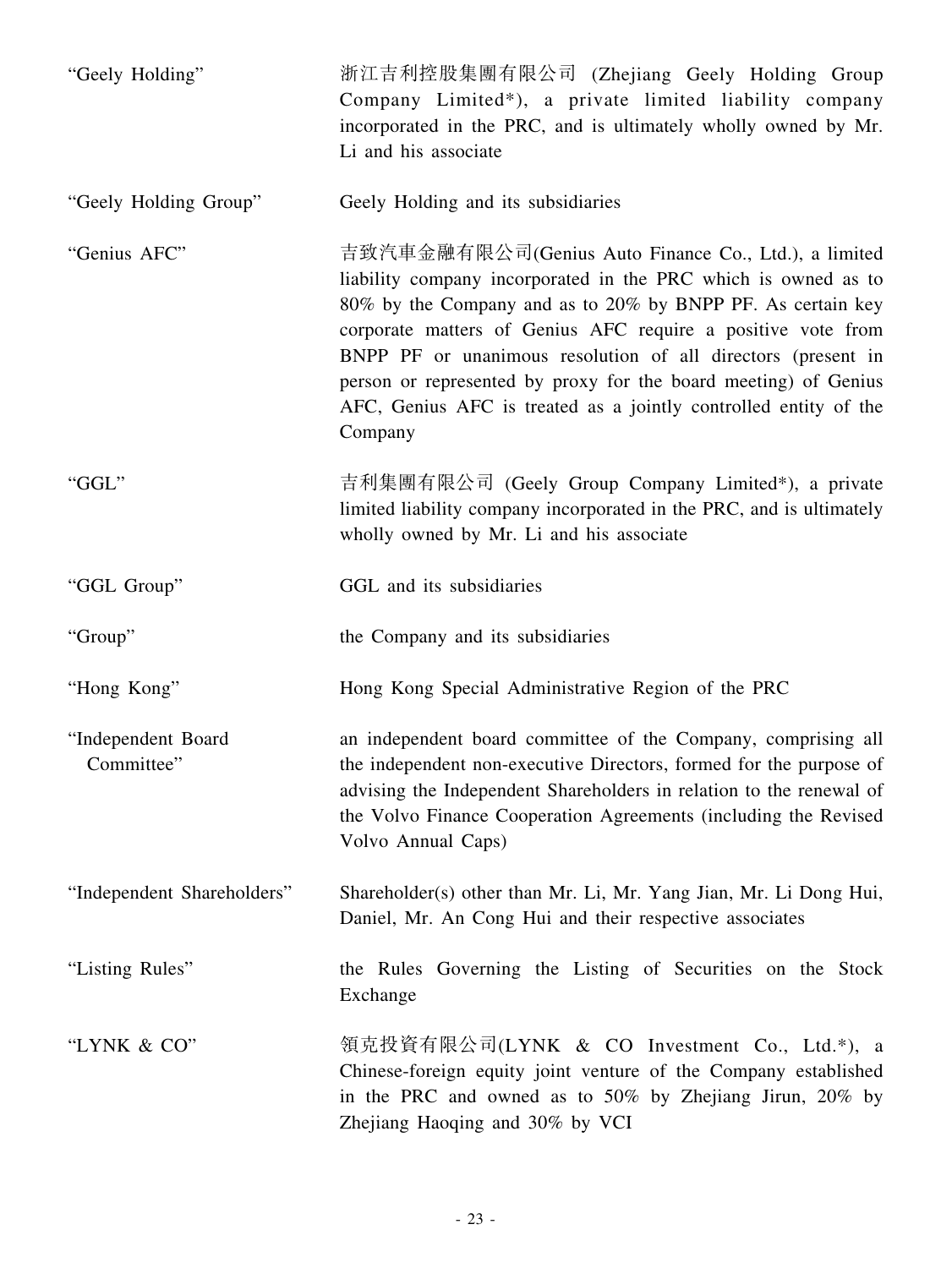| | |
|---|---|
| "Geely Holding" | 浙江吉利控股集團有限公司 (Zhejiang Geely Holding Group Company Limited*), a private limited liability company incorporated in the PRC, and is ultimately wholly owned by Mr. Li and his associate |
| "Geely Holding Group" | Geely Holding and its subsidiaries |
| "Genius AFC" | 吉致汽車金融有限公司(Genius Auto Finance Co., Ltd.), a limited liability company incorporated in the PRC which is owned as to 80% by the Company and as to 20% by BNPP PF. As certain key corporate matters of Genius AFC require a positive vote from BNPP PF or unanimous resolution of all directors (present in person or represented by proxy for the board meeting) of Genius AFC, Genius AFC is treated as a jointly controlled entity of the Company |
| "GGL" | 吉利集團有限公司 (Geely Group Company Limited*), a private limited liability company incorporated in the PRC, and is ultimately wholly owned by Mr. Li and his associate |
| "GGL Group" | GGL and its subsidiaries |
| "Group" | the Company and its subsidiaries |
| "Hong Kong" | Hong Kong Special Administrative Region of the PRC |
| "Independent Board Committee" | an independent board committee of the Company, comprising all the independent non-executive Directors, formed for the purpose of advising the Independent Shareholders in relation to the renewal of the Volvo Finance Cooperation Agreements (including the Revised Volvo Annual Caps) |
| "Independent Shareholders" | Shareholder(s) other than Mr. Li, Mr. Yang Jian, Mr. Li Dong Hui, Daniel, Mr. An Cong Hui and their respective associates |
| "Listing Rules" | the Rules Governing the Listing of Securities on the Stock Exchange |
| "LYNK & CO" | 領克投資有限公司(LYNK & CO Investment Co., Ltd.*), a Chinese-foreign equity joint venture of the Company established in the PRC and owned as to 50% by Zhejiang Jirun, 20% by Zhejiang Haoqing and 30% by VCI |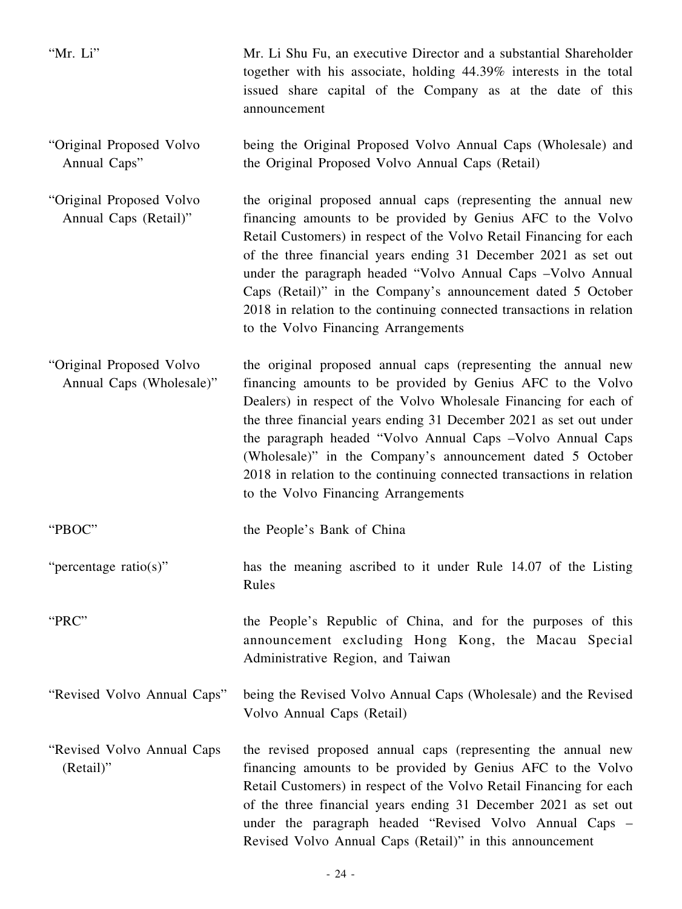| | |
|---|---|
| "Mr. Li" | Mr. Li Shu Fu, an executive Director and a substantial Shareholder together with his associate, holding 44.39% interests in the total issued share capital of the Company as at the date of this announcement |
| "Original Proposed Volvo Annual Caps" | being the Original Proposed Volvo Annual Caps (Wholesale) and the Original Proposed Volvo Annual Caps (Retail) |
| "Original Proposed Volvo Annual Caps (Retail)" | the original proposed annual caps (representing the annual new financing amounts to be provided by Genius AFC to the Volvo Retail Customers) in respect of the Volvo Retail Financing for each of the three financial years ending 31 December 2021 as set out under the paragraph headed "Volvo Annual Caps –Volvo Annual Caps (Retail)" in the Company's announcement dated 5 October 2018 in relation to the continuing connected transactions in relation to the Volvo Financing Arrangements |
| "Original Proposed Volvo Annual Caps (Wholesale)" | the original proposed annual caps (representing the annual new financing amounts to be provided by Genius AFC to the Volvo Dealers) in respect of the Volvo Wholesale Financing for each of the three financial years ending 31 December 2021 as set out under the paragraph headed "Volvo Annual Caps –Volvo Annual Caps (Wholesale)" in the Company's announcement dated 5 October 2018 in relation to the continuing connected transactions in relation to the Volvo Financing Arrangements |
| "PBOC" | the People's Bank of China |
| "percentage ratio(s)" | has the meaning ascribed to it under Rule 14.07 of the Listing Rules |
| "PRC" | the People's Republic of China, and for the purposes of this announcement excluding Hong Kong, the Macau Special Administrative Region, and Taiwan |
| "Revised Volvo Annual Caps" | being the Revised Volvo Annual Caps (Wholesale) and the Revised Volvo Annual Caps (Retail) |
| "Revised Volvo Annual Caps (Retail)" | the revised proposed annual caps (representing the annual new financing amounts to be provided by Genius AFC to the Volvo Retail Customers) in respect of the Volvo Retail Financing for each of the three financial years ending 31 December 2021 as set out under the paragraph headed "Revised Volvo Annual Caps – Revised Volvo Annual Caps (Retail)" in this announcement |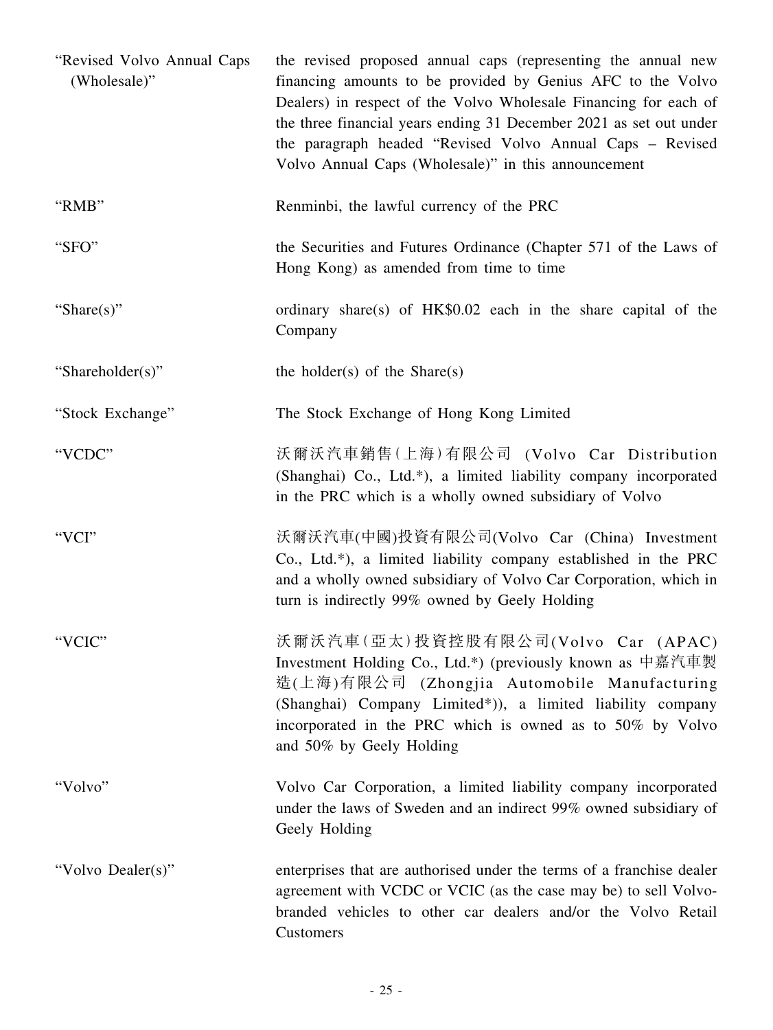| | |
|---|---|
| "Revised Volvo Annual Caps (Wholesale)" | the revised proposed annual caps (representing the annual new financing amounts to be provided by Genius AFC to the Volvo Dealers) in respect of the Volvo Wholesale Financing for each of the three financial years ending 31 December 2021 as set out under the paragraph headed "Revised Volvo Annual Caps – Revised Volvo Annual Caps (Wholesale)" in this announcement |
| "RMB" | Renminbi, the lawful currency of the PRC |
| "SFO" | the Securities and Futures Ordinance (Chapter 571 of the Laws of Hong Kong) as amended from time to time |
| "Share(s)" | ordinary share(s) of HK$0.02 each in the share capital of the Company |
| "Shareholder(s)" | the holder(s) of the Share(s) |
| "Stock Exchange" | The Stock Exchange of Hong Kong Limited |
| "VCDC" | 沃爾沃汽車銷售(上海)有限公司 (Volvo Car Distribution (Shanghai) Co., Ltd.*), a limited liability company incorporated in the PRC which is a wholly owned subsidiary of Volvo |
| "VCI" | 沃爾沃汽車(中國)投資有限公司(Volvo Car (China) Investment Co., Ltd.*), a limited liability company established in the PRC and a wholly owned subsidiary of Volvo Car Corporation, which in turn is indirectly 99% owned by Geely Holding |
| "VCIC" | 沃爾沃汽車(亞太)投資控股有限公司(Volvo Car (APAC) Investment Holding Co., Ltd.*) (previously known as 中嘉汽車製造(上海)有限公司 (Zhongjia Automobile Manufacturing (Shanghai) Company Limited*)), a limited liability company incorporated in the PRC which is owned as to 50% by Volvo and 50% by Geely Holding |
| "Volvo" | Volvo Car Corporation, a limited liability company incorporated under the laws of Sweden and an indirect 99% owned subsidiary of Geely Holding |
| "Volvo Dealer(s)" | enterprises that are authorised under the terms of a franchise dealer agreement with VCDC or VCIC (as the case may be) to sell Volvo-branded vehicles to other car dealers and/or the Volvo Retail Customers |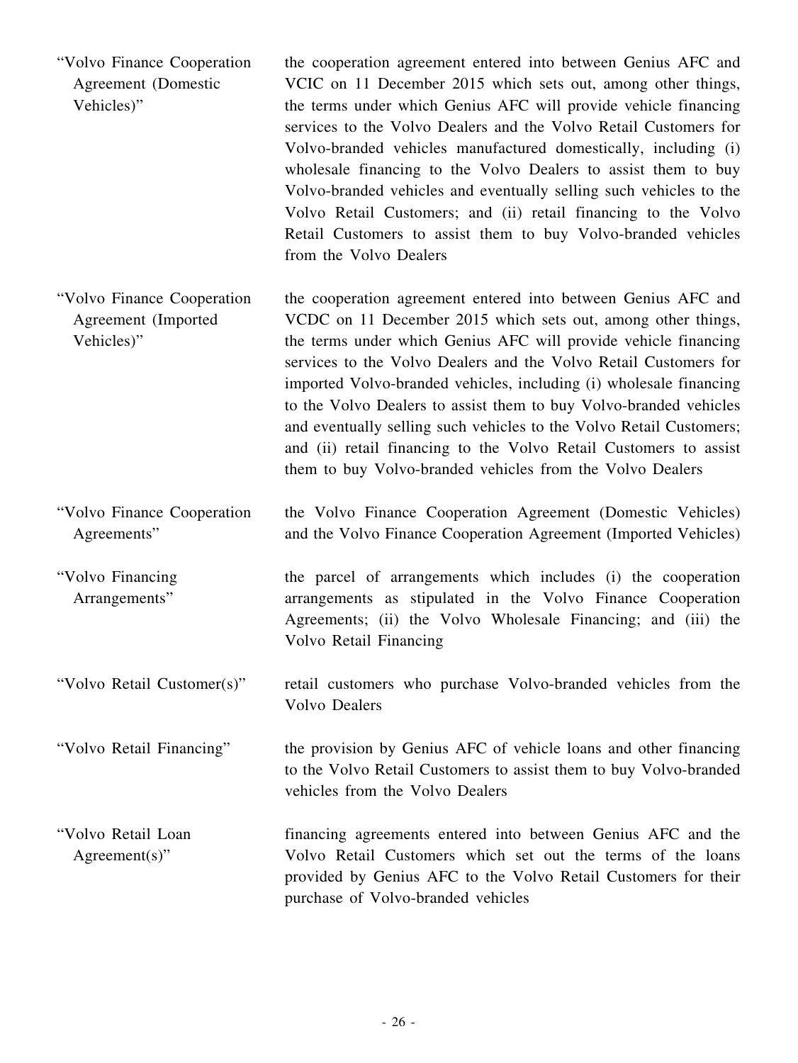| | |
|---|---|
| "Volvo Finance Cooperation Agreement (Domestic Vehicles)" | the cooperation agreement entered into between Genius AFC and VCIC on 11 December 2015 which sets out, among other things, the terms under which Genius AFC will provide vehicle financing services to the Volvo Dealers and the Volvo Retail Customers for Volvo-branded vehicles manufactured domestically, including (i) wholesale financing to the Volvo Dealers to assist them to buy Volvo-branded vehicles and eventually selling such vehicles to the Volvo Retail Customers; and (ii) retail financing to the Volvo Retail Customers to assist them to buy Volvo-branded vehicles from the Volvo Dealers |
| "Volvo Finance Cooperation Agreement (Imported Vehicles)" | the cooperation agreement entered into between Genius AFC and VCDC on 11 December 2015 which sets out, among other things, the terms under which Genius AFC will provide vehicle financing services to the Volvo Dealers and the Volvo Retail Customers for imported Volvo-branded vehicles, including (i) wholesale financing to the Volvo Dealers to assist them to buy Volvo-branded vehicles and eventually selling such vehicles to the Volvo Retail Customers; and (ii) retail financing to the Volvo Retail Customers to assist them to buy Volvo-branded vehicles from the Volvo Dealers |
| "Volvo Finance Cooperation Agreements" | the Volvo Finance Cooperation Agreement (Domestic Vehicles) and the Volvo Finance Cooperation Agreement (Imported Vehicles) |
| "Volvo Financing Arrangements" | the parcel of arrangements which includes (i) the cooperation arrangements as stipulated in the Volvo Finance Cooperation Agreements; (ii) the Volvo Wholesale Financing; and (iii) the Volvo Retail Financing |
| "Volvo Retail Customer(s)" | retail customers who purchase Volvo-branded vehicles from the Volvo Dealers |
| "Volvo Retail Financing" | the provision by Genius AFC of vehicle loans and other financing to the Volvo Retail Customers to assist them to buy Volvo-branded vehicles from the Volvo Dealers |
| "Volvo Retail Loan Agreement(s)" | financing agreements entered into between Genius AFC and the Volvo Retail Customers which set out the terms of the loans provided by Genius AFC to the Volvo Retail Customers for their purchase of Volvo-branded vehicles |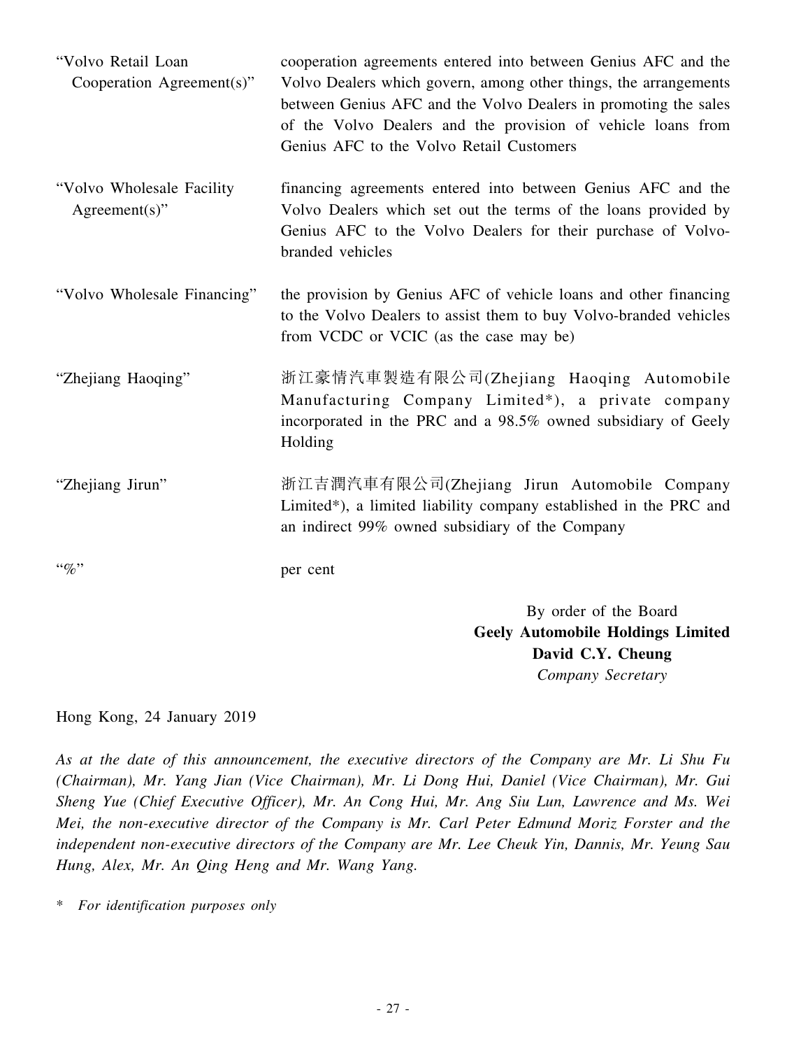| | |
|---|---|
| "Volvo Retail Loan Cooperation Agreement(s)" | cooperation agreements entered into between Genius AFC and the Volvo Dealers which govern, among other things, the arrangements between Genius AFC and the Volvo Dealers in promoting the sales of the Volvo Dealers and the provision of vehicle loans from Genius AFC to the Volvo Retail Customers |
| "Volvo Wholesale Facility Agreement(s)" | financing agreements entered into between Genius AFC and the Volvo Dealers which set out the terms of the loans provided by Genius AFC to the Volvo Dealers for their purchase of Volvo-branded vehicles |
| "Volvo Wholesale Financing" | the provision by Genius AFC of vehicle loans and other financing to the Volvo Dealers to assist them to buy Volvo-branded vehicles from VCDC or VCIC (as the case may be) |
| "Zhejiang Haoqing" | 浙江豪情汽車製造有限公司(Zhejiang Haoqing Automobile Manufacturing Company Limited*), a private company incorporated in the PRC and a 98.5% owned subsidiary of Geely Holding |
| "Zhejiang Jirun" | 浙江吉潤汽車有限公司(Zhejiang Jirun Automobile Company Limited*), a limited liability company established in the PRC and an indirect 99% owned subsidiary of the Company |
| "%" | per cent |

By order of the Board
**Geely Automobile Holdings Limited**
**David C.Y. Cheung**
*Company Secretary*

Hong Kong, 24 January 2019

*As at the date of this announcement, the executive directors of the Company are Mr. Li Shu Fu (Chairman), Mr. Yang Jian (Vice Chairman), Mr. Li Dong Hui, Daniel (Vice Chairman), Mr. Gui Sheng Yue (Chief Executive Officer), Mr. An Cong Hui, Mr. Ang Siu Lun, Lawrence and Ms. Wei Mei, the non-executive director of the Company is Mr. Carl Peter Edmund Moriz Forster and the independent non-executive directors of the Company are Mr. Lee Cheuk Yin, Dannis, Mr. Yeung Sau Hung, Alex, Mr. An Qing Heng and Mr. Wang Yang.*

\* *For identification purposes only*